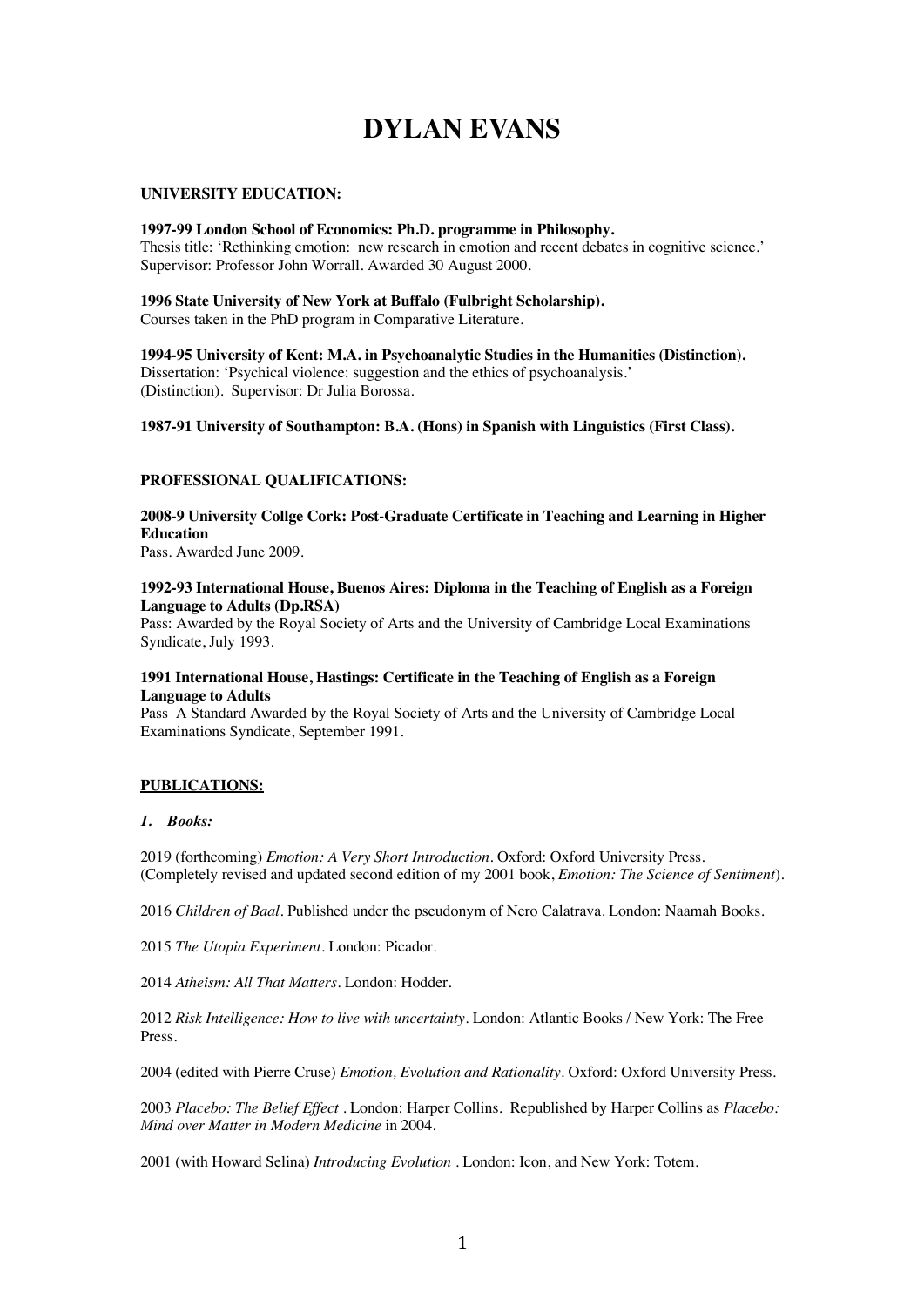# DYLAN EVANS

## UNIVERSITY EDUCATION:

**1997-99 London School of Economics: Ph.D. programme in Philosophy.**
Thesis title: 'Rethinking emotion: new research in emotion and recent debates in cognitive science.' Supervisor: Professor John Worrall. Awarded 30 August 2000.

**1996 State University of New York at Buffalo (Fulbright Scholarship).**
Courses taken in the PhD program in Comparative Literature.

**1994-95 University of Kent: M.A. in Psychoanalytic Studies in the Humanities (Distinction).**
Dissertation: 'Psychical violence: suggestion and the ethics of psychoanalysis.' (Distinction). Supervisor: Dr Julia Borossa.

**1987-91 University of Southampton: B.A. (Hons) in Spanish with Linguistics (First Class).**

## PROFESSIONAL QUALIFICATIONS:

**2008-9 University Collge Cork: Post-Graduate Certificate in Teaching and Learning in Higher Education**
Pass. Awarded June 2009.

**1992-93 International House, Buenos Aires: Diploma in the Teaching of English as a Foreign Language to Adults (Dp.RSA)**
Pass: Awarded by the Royal Society of Arts and the University of Cambridge Local Examinations Syndicate, July 1993.

**1991 International House, Hastings: Certificate in the Teaching of English as a Foreign Language to Adults**
Pass A Standard Awarded by the Royal Society of Arts and the University of Cambridge Local Examinations Syndicate, September 1991.

## PUBLICATIONS:

### *1. Books:*

2019 (forthcoming) *Emotion: A Very Short Introduction*. Oxford: Oxford University Press. (Completely revised and updated second edition of my 2001 book, *Emotion: The Science of Sentiment*).

2016 *Children of Baal*. Published under the pseudonym of Nero Calatrava. London: Naamah Books.

2015 *The Utopia Experiment*. London: Picador.

2014 *Atheism: All That Matters*. London: Hodder.

2012 *Risk Intelligence: How to live with uncertainty*. London: Atlantic Books / New York: The Free Press.

2004 (edited with Pierre Cruse) *Emotion, Evolution and Rationality*. Oxford: Oxford University Press.

2003 *Placebo: The Belief Effect* . London: Harper Collins. Republished by Harper Collins as *Placebo: Mind over Matter in Modern Medicine* in 2004.

2001 (with Howard Selina) *Introducing Evolution* . London: Icon, and New York: Totem.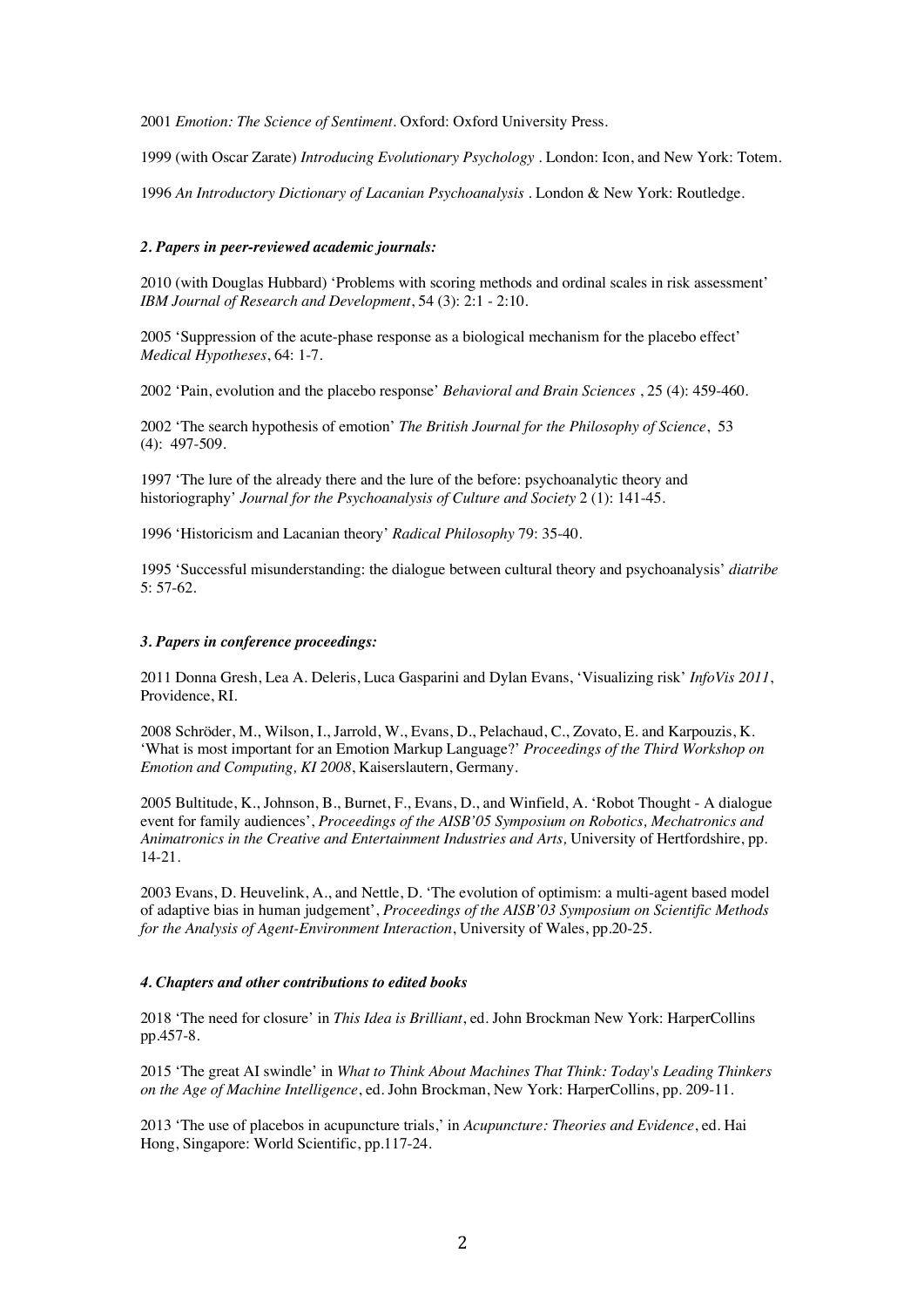2001 *Emotion: The Science of Sentiment*. Oxford: Oxford University Press.

1999 (with Oscar Zarate) *Introducing Evolutionary Psychology* . London: Icon, and New York: Totem.

1996 *An Introductory Dictionary of Lacanian Psychoanalysis* . London & New York: Routledge.

### *2. Papers in peer-reviewed academic journals:*

2010 (with Douglas Hubbard) 'Problems with scoring methods and ordinal scales in risk assessment' *IBM Journal of Research and Development*, 54 (3): 2:1 - 2:10.

2005 'Suppression of the acute-phase response as a biological mechanism for the placebo effect' *Medical Hypotheses*, 64: 1-7.

2002 'Pain, evolution and the placebo response' *Behavioral and Brain Sciences* , 25 (4): 459-460.

2002 'The search hypothesis of emotion' *The British Journal for the Philosophy of Science*, 53 (4): 497-509.

1997 'The lure of the already there and the lure of the before: psychoanalytic theory and historiography' *Journal for the Psychoanalysis of Culture and Society* 2 (1): 141-45.

1996 'Historicism and Lacanian theory' *Radical Philosophy* 79: 35-40.

1995 'Successful misunderstanding: the dialogue between cultural theory and psychoanalysis' *diatribe* 5: 57-62.

### *3. Papers in conference proceedings:*

2011 Donna Gresh, Lea A. Deleris, Luca Gasparini and Dylan Evans, 'Visualizing risk' *InfoVis 2011*, Providence, RI.

2008 Schröder, M., Wilson, I., Jarrold, W., Evans, D., Pelachaud, C., Zovato, E. and Karpouzis, K. 'What is most important for an Emotion Markup Language?' *Proceedings of the Third Workshop on Emotion and Computing, KI 2008*, Kaiserslautern, Germany.

2005 Bultitude, K., Johnson, B., Burnet, F., Evans, D., and Winfield, A. 'Robot Thought - A dialogue event for family audiences', *Proceedings of the AISB'05 Symposium on Robotics, Mechatronics and Animatronics in the Creative and Entertainment Industries and Arts,* University of Hertfordshire, pp. 14-21.

2003 Evans, D. Heuvelink, A., and Nettle, D. 'The evolution of optimism: a multi-agent based model of adaptive bias in human judgement', *Proceedings of the AISB'03 Symposium on Scientific Methods for the Analysis of Agent-Environment Interaction*, University of Wales, pp.20-25.

### *4. Chapters and other contributions to edited books*

2018 'The need for closure' in *This Idea is Brilliant*, ed. John Brockman New York: HarperCollins pp.457-8.

2015 'The great AI swindle' in *What to Think About Machines That Think: Today's Leading Thinkers on the Age of Machine Intelligence*, ed. John Brockman, New York: HarperCollins, pp. 209-11.

2013 'The use of placebos in acupuncture trials,' in *Acupuncture: Theories and Evidence*, ed. Hai Hong, Singapore: World Scientific, pp.117-24.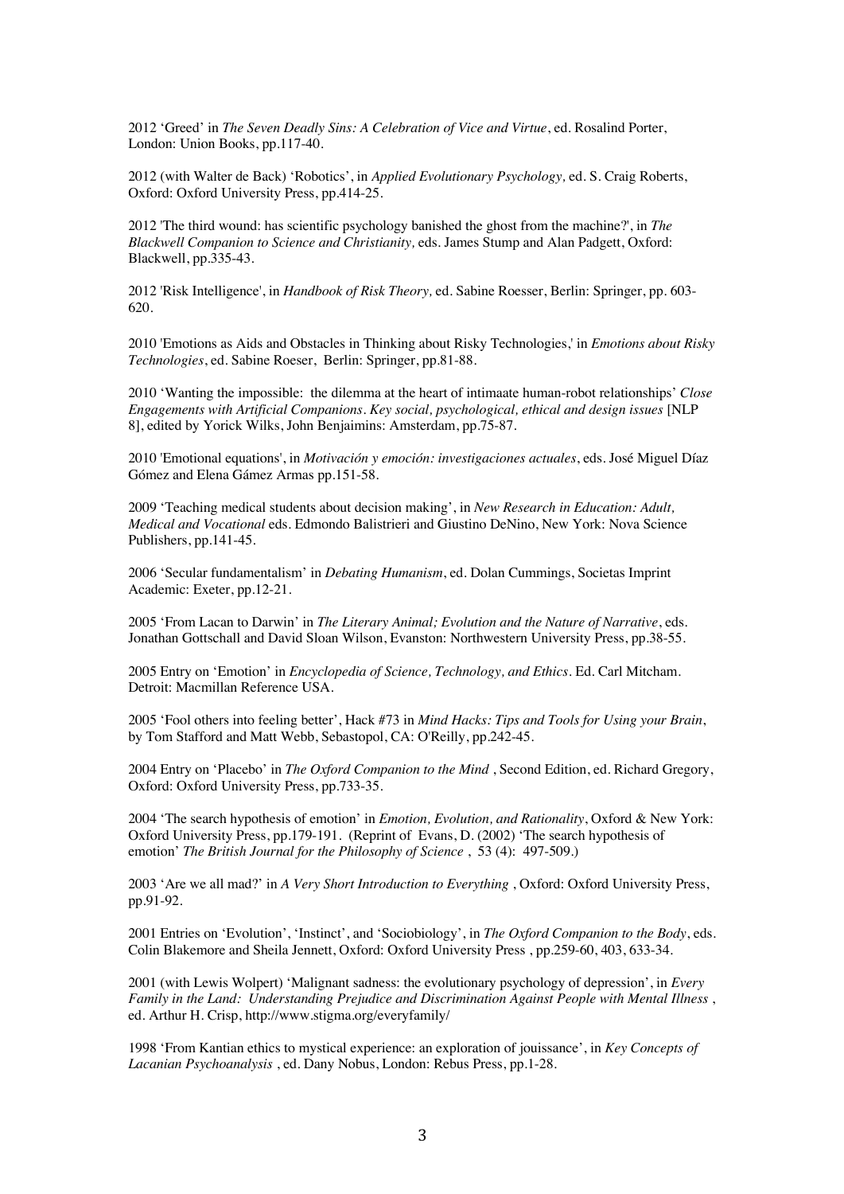2012 'Greed' in *The Seven Deadly Sins: A Celebration of Vice and Virtue*, ed. Rosalind Porter, London: Union Books, pp.117-40.

2012 (with Walter de Back) 'Robotics', in *Applied Evolutionary Psychology,* ed. S. Craig Roberts, Oxford: Oxford University Press, pp.414-25.

2012 'The third wound: has scientific psychology banished the ghost from the machine?', in *The Blackwell Companion to Science and Christianity,* eds. James Stump and Alan Padgett, Oxford: Blackwell, pp.335-43.

2012 'Risk Intelligence', in *Handbook of Risk Theory,* ed. Sabine Roesser, Berlin: Springer, pp. 603-620.

2010 'Emotions as Aids and Obstacles in Thinking about Risky Technologies,' in *Emotions about Risky Technologies*, ed. Sabine Roeser, Berlin: Springer, pp.81-88.

2010 'Wanting the impossible: the dilemma at the heart of intimaate human-robot relationships' *Close Engagements with Artificial Companions. Key social, psychological, ethical and design issues* [NLP 8], edited by Yorick Wilks, John Benjaimins: Amsterdam, pp.75-87.

2010 'Emotional equations', in *Motivación y emoción: investigaciones actuales*, eds. José Miguel Díaz Gómez and Elena Gámez Armas pp.151-58.

2009 'Teaching medical students about decision making', in *New Research in Education: Adult, Medical and Vocational* eds. Edmondo Balistrieri and Giustino DeNino, New York: Nova Science Publishers, pp.141-45.

2006 'Secular fundamentalism' in *Debating Humanism*, ed. Dolan Cummings, Societas Imprint Academic: Exeter, pp.12-21.

2005 'From Lacan to Darwin' in *The Literary Animal; Evolution and the Nature of Narrative*, eds. Jonathan Gottschall and David Sloan Wilson, Evanston: Northwestern University Press, pp.38-55.

2005 Entry on 'Emotion' in *Encyclopedia of Science, Technology, and Ethics*. Ed. Carl Mitcham. Detroit: Macmillan Reference USA.

2005 'Fool others into feeling better', Hack #73 in *Mind Hacks: Tips and Tools for Using your Brain*, by Tom Stafford and Matt Webb, Sebastopol, CA: O'Reilly, pp.242-45.

2004 Entry on 'Placebo' in *The Oxford Companion to the Mind* , Second Edition, ed. Richard Gregory, Oxford: Oxford University Press, pp.733-35.

2004 'The search hypothesis of emotion' in *Emotion, Evolution, and Rationality*, Oxford & New York: Oxford University Press, pp.179-191. (Reprint of Evans, D. (2002) 'The search hypothesis of emotion' *The British Journal for the Philosophy of Science* , 53 (4): 497-509.)

2003 'Are we all mad?' in *A Very Short Introduction to Everything* , Oxford: Oxford University Press, pp.91-92.

2001 Entries on 'Evolution', 'Instinct', and 'Sociobiology', in *The Oxford Companion to the Body*, eds. Colin Blakemore and Sheila Jennett, Oxford: Oxford University Press , pp.259-60, 403, 633-34.

2001 (with Lewis Wolpert) 'Malignant sadness: the evolutionary psychology of depression', in *Every Family in the Land: Understanding Prejudice and Discrimination Against People with Mental Illness* , ed. Arthur H. Crisp, http://www.stigma.org/everyfamily/

1998 'From Kantian ethics to mystical experience: an exploration of jouissance', in *Key Concepts of Lacanian Psychoanalysis* , ed. Dany Nobus, London: Rebus Press, pp.1-28.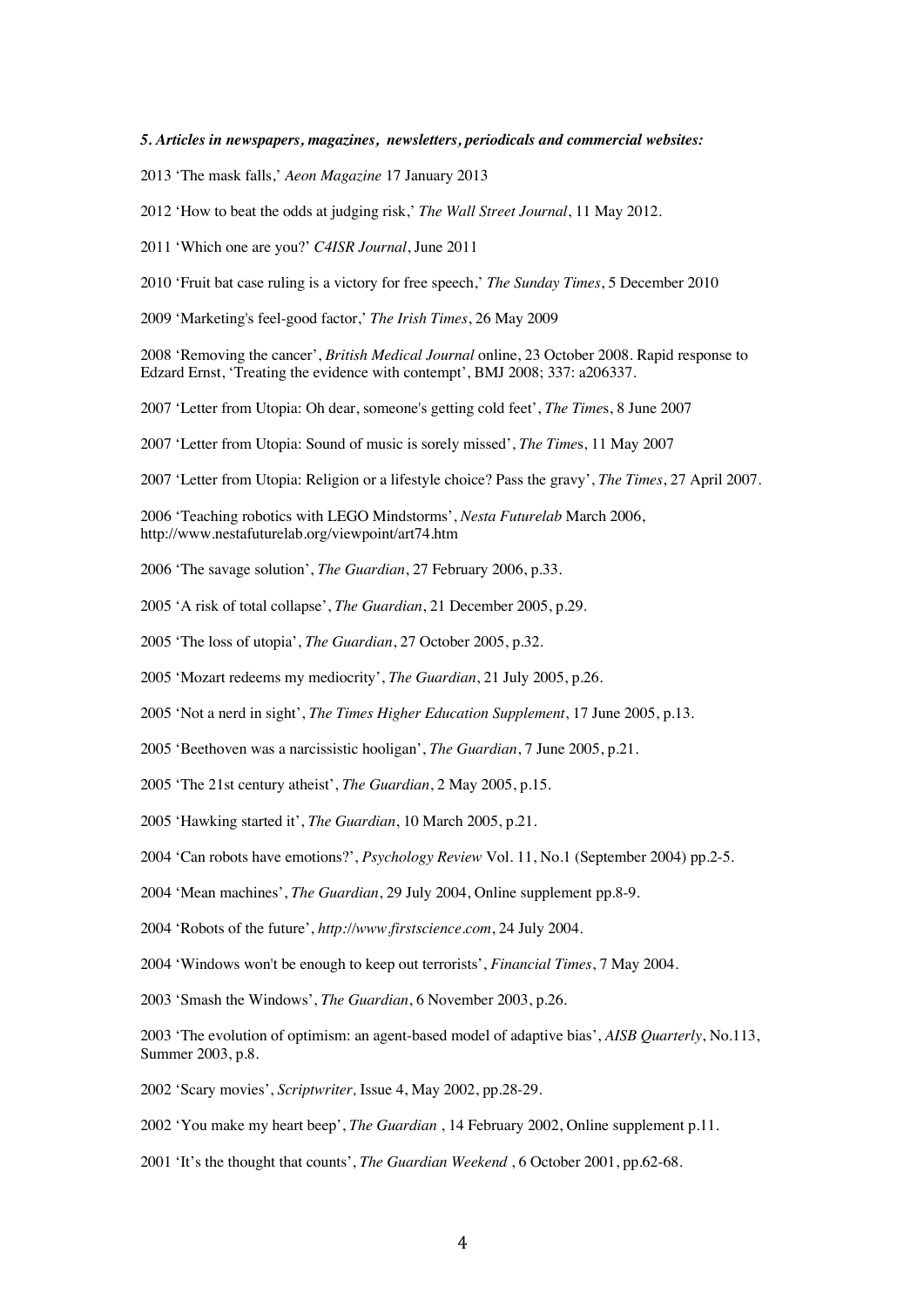***5. Articles in newspapers, magazines, newsletters, periodicals and commercial websites:***

2013 'The mask falls,' *Aeon Magazine* 17 January 2013

2012 'How to beat the odds at judging risk,' *The Wall Street Journal*, 11 May 2012.

2011 'Which one are you?' *C4ISR Journal*, June 2011

2010 'Fruit bat case ruling is a victory for free speech,' *The Sunday Times*, 5 December 2010

2009 'Marketing's feel-good factor,' *The Irish Times*, 26 May 2009

2008 'Removing the cancer', *British Medical Journal* online, 23 October 2008. Rapid response to Edzard Ernst, 'Treating the evidence with contempt', BMJ 2008; 337: a206337.

2007 'Letter from Utopia: Oh dear, someone's getting cold feet', *The Times*, 8 June 2007

2007 'Letter from Utopia: Sound of music is sorely missed', *The Times*, 11 May 2007

2007 'Letter from Utopia: Religion or a lifestyle choice? Pass the gravy', *The Times*, 27 April 2007.

2006 'Teaching robotics with LEGO Mindstorms', *Nesta Futurelab* March 2006, http://www.nestafuturelab.org/viewpoint/art74.htm

2006 'The savage solution', *The Guardian*, 27 February 2006, p.33.

2005 'A risk of total collapse', *The Guardian*, 21 December 2005, p.29.

2005 'The loss of utopia', *The Guardian*, 27 October 2005, p.32.

2005 'Mozart redeems my mediocrity', *The Guardian*, 21 July 2005, p.26.

2005 'Not a nerd in sight', *The Times Higher Education Supplement*, 17 June 2005, p.13.

2005 'Beethoven was a narcissistic hooligan', *The Guardian*, 7 June 2005, p.21.

2005 'The 21st century atheist', *The Guardian*, 2 May 2005, p.15.

2005 'Hawking started it', *The Guardian*, 10 March 2005, p.21.

2004 'Can robots have emotions?', *Psychology Review* Vol. 11, No.1 (September 2004) pp.2-5.

2004 'Mean machines', *The Guardian*, 29 July 2004, Online supplement pp.8-9.

2004 'Robots of the future', *http://www.firstscience.com*, 24 July 2004.

2004 'Windows won't be enough to keep out terrorists', *Financial Times*, 7 May 2004.

2003 'Smash the Windows', *The Guardian*, 6 November 2003, p.26.

2003 'The evolution of optimism: an agent-based model of adaptive bias', *AISB Quarterly*, No.113, Summer 2003, p.8.

2002 'Scary movies', *Scriptwriter,* Issue 4, May 2002, pp.28-29.

2002 'You make my heart beep', *The Guardian* , 14 February 2002, Online supplement p.11.

2001 'It's the thought that counts', *The Guardian Weekend* , 6 October 2001, pp.62-68.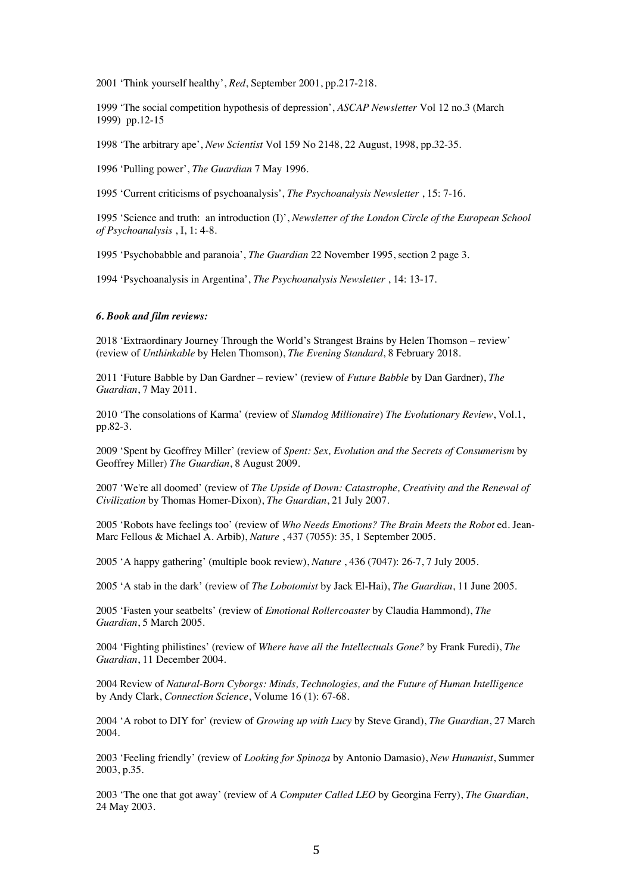2001 'Think yourself healthy', *Red*, September 2001, pp.217-218.

1999 'The social competition hypothesis of depression', *ASCAP Newsletter* Vol 12 no.3 (March 1999) pp.12-15

1998 'The arbitrary ape', *New Scientist* Vol 159 No 2148, 22 August, 1998, pp.32-35.

1996 'Pulling power', *The Guardian* 7 May 1996.

1995 'Current criticisms of psychoanalysis', *The Psychoanalysis Newsletter* , 15: 7-16.

1995 'Science and truth: an introduction (I)', *Newsletter of the London Circle of the European School of Psychoanalysis* , I, 1: 4-8.

1995 'Psychobabble and paranoia', *The Guardian* 22 November 1995, section 2 page 3.

1994 'Psychoanalysis in Argentina', *The Psychoanalysis Newsletter* , 14: 13-17.

***6. Book and film reviews:***

2018 'Extraordinary Journey Through the World's Strangest Brains by Helen Thomson – review' (review of *Unthinkable* by Helen Thomson), *The Evening Standard*, 8 February 2018.

2011 'Future Babble by Dan Gardner – review' (review of *Future Babble* by Dan Gardner), *The Guardian*, 7 May 2011.

2010 'The consolations of Karma' (review of *Slumdog Millionaire*) *The Evolutionary Review*, Vol.1, pp.82-3.

2009 'Spent by Geoffrey Miller' (review of *Spent: Sex, Evolution and the Secrets of Consumerism* by Geoffrey Miller) *The Guardian*, 8 August 2009.

2007 'We're all doomed' (review of *The Upside of Down: Catastrophe, Creativity and the Renewal of Civilization* by Thomas Homer-Dixon), *The Guardian*, 21 July 2007.

2005 'Robots have feelings too' (review of *Who Needs Emotions? The Brain Meets the Robot* ed. Jean-Marc Fellous & Michael A. Arbib), *Nature* , 437 (7055): 35, 1 September 2005.

2005 'A happy gathering' (multiple book review), *Nature* , 436 (7047): 26-7, 7 July 2005.

2005 'A stab in the dark' (review of *The Lobotomist* by Jack El-Hai), *The Guardian*, 11 June 2005.

2005 'Fasten your seatbelts' (review of *Emotional Rollercoaster* by Claudia Hammond), *The Guardian*, 5 March 2005.

2004 'Fighting philistines' (review of *Where have all the Intellectuals Gone?* by Frank Furedi), *The Guardian*, 11 December 2004.

2004 Review of *Natural-Born Cyborgs: Minds, Technologies, and the Future of Human Intelligence* by Andy Clark, *Connection Science*, Volume 16 (1): 67-68.

2004 'A robot to DIY for' (review of *Growing up with Lucy* by Steve Grand), *The Guardian*, 27 March 2004.

2003 'Feeling friendly' (review of *Looking for Spinoza* by Antonio Damasio), *New Humanist*, Summer 2003, p.35.

2003 'The one that got away' (review of *A Computer Called LEO* by Georgina Ferry), *The Guardian*, 24 May 2003.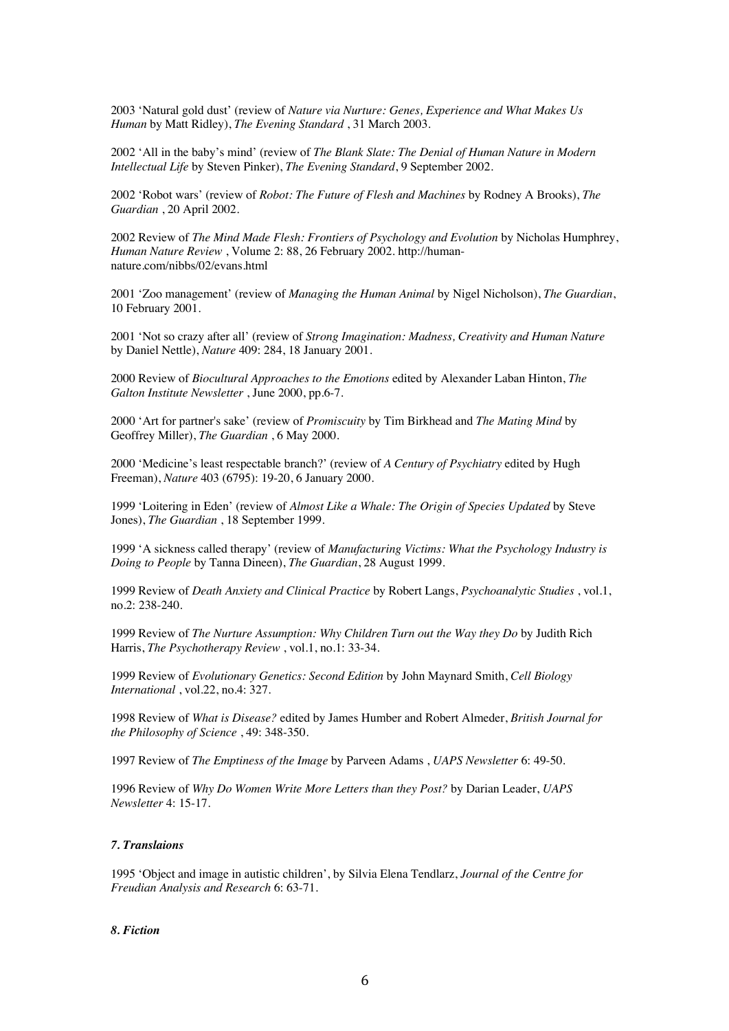2003 'Natural gold dust' (review of *Nature via Nurture: Genes, Experience and What Makes Us Human* by Matt Ridley), *The Evening Standard* , 31 March 2003.

2002 'All in the baby's mind' (review of *The Blank Slate: The Denial of Human Nature in Modern Intellectual Life* by Steven Pinker), *The Evening Standard*, 9 September 2002.

2002 'Robot wars' (review of *Robot: The Future of Flesh and Machines* by Rodney A Brooks), *The Guardian* , 20 April 2002.

2002 Review of *The Mind Made Flesh: Frontiers of Psychology and Evolution* by Nicholas Humphrey, *Human Nature Review* , Volume 2: 88, 26 February 2002. http://human-nature.com/nibbs/02/evans.html

2001 'Zoo management' (review of *Managing the Human Animal* by Nigel Nicholson), *The Guardian*, 10 February 2001.

2001 'Not so crazy after all' (review of *Strong Imagination: Madness, Creativity and Human Nature* by Daniel Nettle), *Nature* 409: 284, 18 January 2001.

2000 Review of *Biocultural Approaches to the Emotions* edited by Alexander Laban Hinton, *The Galton Institute Newsletter* , June 2000, pp.6-7.

2000 'Art for partner's sake' (review of *Promiscuity* by Tim Birkhead and *The Mating Mind* by Geoffrey Miller), *The Guardian* , 6 May 2000.

2000 'Medicine's least respectable branch?' (review of *A Century of Psychiatry* edited by Hugh Freeman), *Nature* 403 (6795): 19-20, 6 January 2000.

1999 'Loitering in Eden' (review of *Almost Like a Whale: The Origin of Species Updated* by Steve Jones), *The Guardian* , 18 September 1999.

1999 'A sickness called therapy' (review of *Manufacturing Victims: What the Psychology Industry is Doing to People* by Tanna Dineen), *The Guardian*, 28 August 1999.

1999 Review of *Death Anxiety and Clinical Practice* by Robert Langs, *Psychoanalytic Studies* , vol.1, no.2: 238-240.

1999 Review of *The Nurture Assumption: Why Children Turn out the Way they Do* by Judith Rich Harris, *The Psychotherapy Review* , vol.1, no.1: 33-34.

1999 Review of *Evolutionary Genetics: Second Edition* by John Maynard Smith, *Cell Biology International* , vol.22, no.4: 327.

1998 Review of *What is Disease?* edited by James Humber and Robert Almeder, *British Journal for the Philosophy of Science* , 49: 348-350.

1997 Review of *The Emptiness of the Image* by Parveen Adams , *UAPS Newsletter* 6: 49-50.

1996 Review of *Why Do Women Write More Letters than they Post?* by Darian Leader, *UAPS Newsletter* 4: 15-17.

### *7. Translaions*

1995 'Object and image in autistic children', by Silvia Elena Tendlarz, *Journal of the Centre for Freudian Analysis and Research* 6: 63-71.

### *8. Fiction*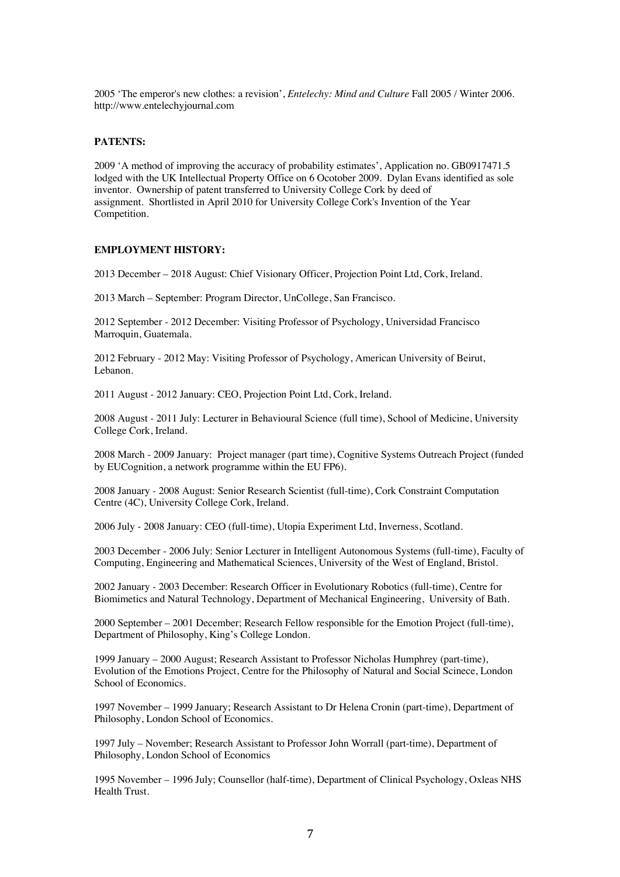2005 'The emperor's new clothes: a revision', *Entelechy: Mind and Culture* Fall 2005 / Winter 2006. http://www.entelechyjournal.com

**PATENTS:**

2009 'A method of improving the accuracy of probability estimates', Application no. GB0917471.5 lodged with the UK Intellectual Property Office on 6 Ocotober 2009. Dylan Evans identified as sole inventor. Ownership of patent transferred to University College Cork by deed of assignment. Shortlisted in April 2010 for University College Cork's Invention of the Year Competition.

**EMPLOYMENT HISTORY:**

2013 December – 2018 August: Chief Visionary Officer, Projection Point Ltd, Cork, Ireland.

2013 March – September: Program Director, UnCollege, San Francisco.

2012 September - 2012 December: Visiting Professor of Psychology, Universidad Francisco Marroquin, Guatemala.

2012 February - 2012 May: Visiting Professor of Psychology, American University of Beirut, Lebanon.

2011 August - 2012 January: CEO, Projection Point Ltd, Cork, Ireland.

2008 August - 2011 July: Lecturer in Behavioural Science (full time), School of Medicine, University College Cork, Ireland.

2008 March - 2009 January: Project manager (part time), Cognitive Systems Outreach Project (funded by EUCognition, a network programme within the EU FP6).

2008 January - 2008 August: Senior Research Scientist (full-time), Cork Constraint Computation Centre (4C), University College Cork, Ireland.

2006 July - 2008 January: CEO (full-time), Utopia Experiment Ltd, Inverness, Scotland.

2003 December - 2006 July: Senior Lecturer in Intelligent Autonomous Systems (full-time), Faculty of Computing, Engineering and Mathematical Sciences, University of the West of England, Bristol.

2002 January - 2003 December: Research Officer in Evolutionary Robotics (full-time), Centre for Biomimetics and Natural Technology, Department of Mechanical Engineering, University of Bath.

2000 September – 2001 December; Research Fellow responsible for the Emotion Project (full-time), Department of Philosophy, King's College London.

1999 January – 2000 August; Research Assistant to Professor Nicholas Humphrey (part-time), Evolution of the Emotions Project, Centre for the Philosophy of Natural and Social Scinece, London School of Economics.

1997 November – 1999 January; Research Assistant to Dr Helena Cronin (part-time), Department of Philosophy, London School of Economics.

1997 July – November; Research Assistant to Professor John Worrall (part-time), Department of Philosophy, London School of Economics

1995 November – 1996 July; Counsellor (half-time), Department of Clinical Psychology, Oxleas NHS Health Trust.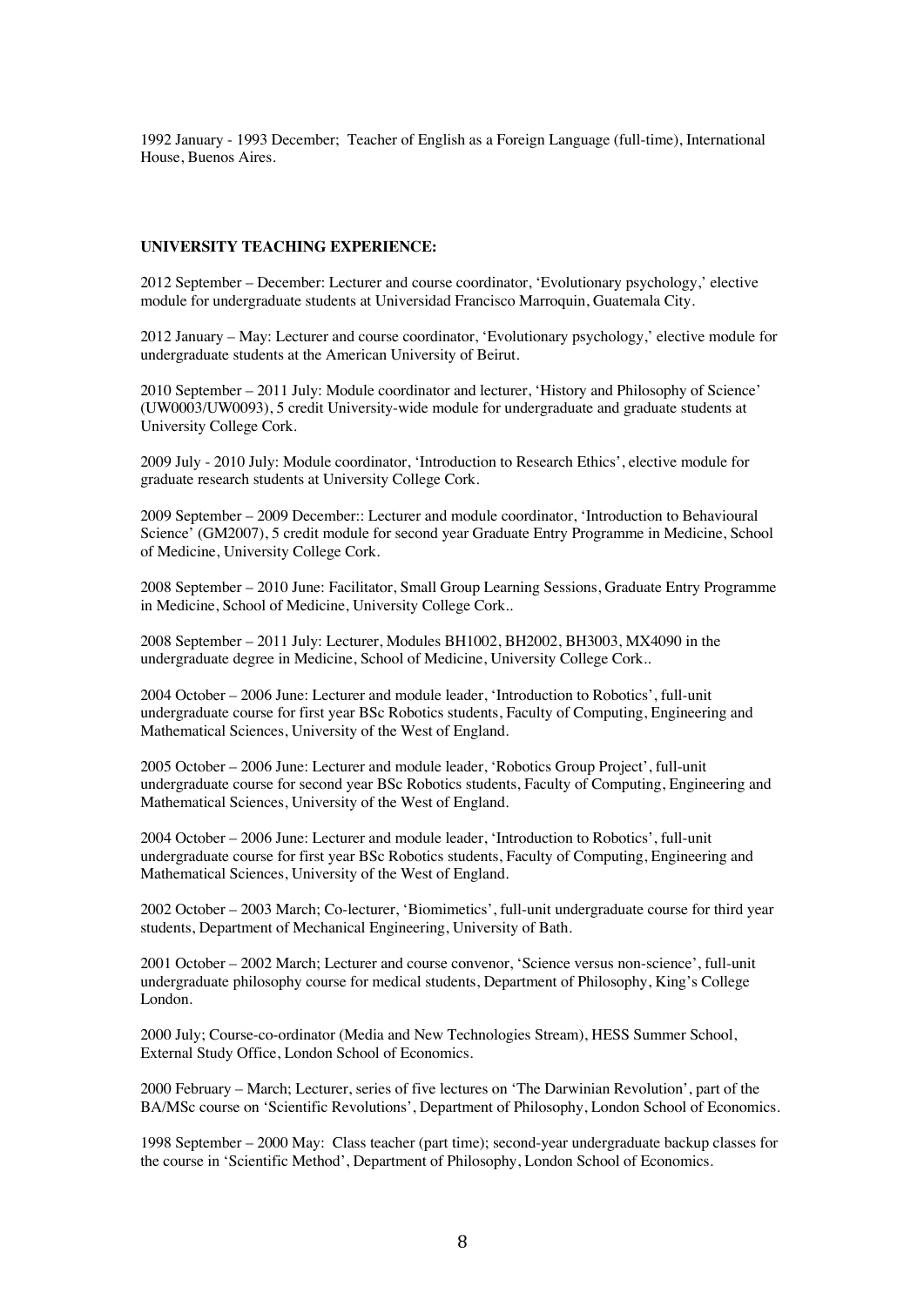1992 January - 1993 December; Teacher of English as a Foreign Language (full-time), International House, Buenos Aires.

**UNIVERSITY TEACHING EXPERIENCE:**

2012 September – December: Lecturer and course coordinator, 'Evolutionary psychology,' elective module for undergraduate students at Universidad Francisco Marroquin, Guatemala City.

2012 January – May: Lecturer and course coordinator, 'Evolutionary psychology,' elective module for undergraduate students at the American University of Beirut.

2010 September – 2011 July: Module coordinator and lecturer, 'History and Philosophy of Science' (UW0003/UW0093), 5 credit University-wide module for undergraduate and graduate students at University College Cork.

2009 July - 2010 July: Module coordinator, 'Introduction to Research Ethics', elective module for graduate research students at University College Cork.

2009 September – 2009 December:: Lecturer and module coordinator, 'Introduction to Behavioural Science' (GM2007), 5 credit module for second year Graduate Entry Programme in Medicine, School of Medicine, University College Cork.

2008 September – 2010 June: Facilitator, Small Group Learning Sessions, Graduate Entry Programme in Medicine, School of Medicine, University College Cork..

2008 September – 2011 July: Lecturer, Modules BH1002, BH2002, BH3003, MX4090 in the undergraduate degree in Medicine, School of Medicine, University College Cork..

2004 October – 2006 June: Lecturer and module leader, 'Introduction to Robotics', full-unit undergraduate course for first year BSc Robotics students, Faculty of Computing, Engineering and Mathematical Sciences, University of the West of England.

2005 October – 2006 June: Lecturer and module leader, 'Robotics Group Project', full-unit undergraduate course for second year BSc Robotics students, Faculty of Computing, Engineering and Mathematical Sciences, University of the West of England.

2004 October – 2006 June: Lecturer and module leader, 'Introduction to Robotics', full-unit undergraduate course for first year BSc Robotics students, Faculty of Computing, Engineering and Mathematical Sciences, University of the West of England.

2002 October – 2003 March; Co-lecturer, 'Biomimetics', full-unit undergraduate course for third year students, Department of Mechanical Engineering, University of Bath.

2001 October – 2002 March; Lecturer and course convenor, 'Science versus non-science', full-unit undergraduate philosophy course for medical students, Department of Philosophy, King's College London.

2000 July; Course-co-ordinator (Media and New Technologies Stream), HESS Summer School, External Study Office, London School of Economics.

2000 February – March; Lecturer, series of five lectures on 'The Darwinian Revolution', part of the BA/MSc course on 'Scientific Revolutions', Department of Philosophy, London School of Economics.

1998 September – 2000 May: Class teacher (part time); second-year undergraduate backup classes for the course in 'Scientific Method', Department of Philosophy, London School of Economics.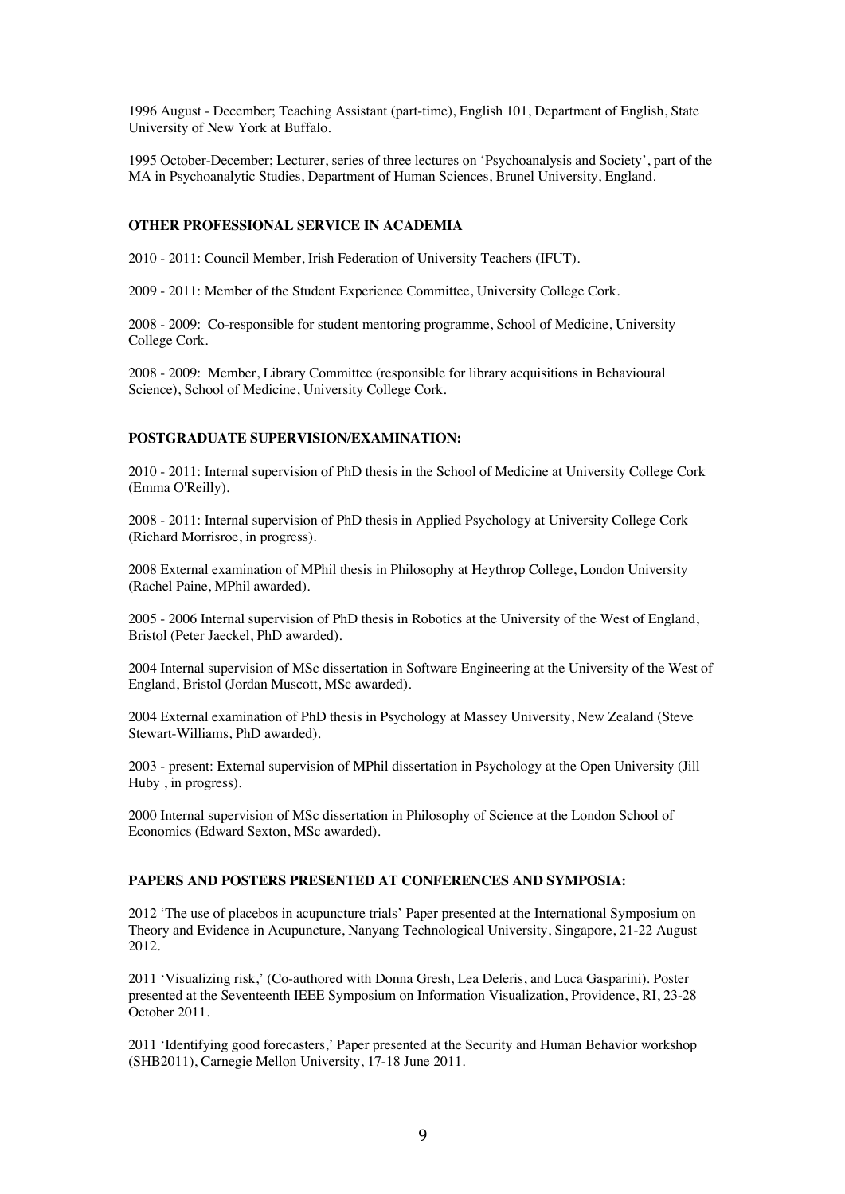1996 August - December; Teaching Assistant (part-time), English 101, Department of English, State University of New York at Buffalo.

1995 October-December; Lecturer, series of three lectures on 'Psychoanalysis and Society', part of the MA in Psychoanalytic Studies, Department of Human Sciences, Brunel University, England.

## OTHER PROFESSIONAL SERVICE IN ACADEMIA

2010 - 2011: Council Member, Irish Federation of University Teachers (IFUT).

2009 - 2011: Member of the Student Experience Committee, University College Cork.

2008 - 2009: Co-responsible for student mentoring programme, School of Medicine, University College Cork.

2008 - 2009: Member, Library Committee (responsible for library acquisitions in Behavioural Science), School of Medicine, University College Cork.

## POSTGRADUATE SUPERVISION/EXAMINATION:

2010 - 2011: Internal supervision of PhD thesis in the School of Medicine at University College Cork (Emma O'Reilly).

2008 - 2011: Internal supervision of PhD thesis in Applied Psychology at University College Cork (Richard Morrisroe, in progress).

2008 External examination of MPhil thesis in Philosophy at Heythrop College, London University (Rachel Paine, MPhil awarded).

2005 - 2006 Internal supervision of PhD thesis in Robotics at the University of the West of England, Bristol (Peter Jaeckel, PhD awarded).

2004 Internal supervision of MSc dissertation in Software Engineering at the University of the West of England, Bristol (Jordan Muscott, MSc awarded).

2004 External examination of PhD thesis in Psychology at Massey University, New Zealand (Steve Stewart-Williams, PhD awarded).

2003 - present: External supervision of MPhil dissertation in Psychology at the Open University (Jill Huby , in progress).

2000 Internal supervision of MSc dissertation in Philosophy of Science at the London School of Economics (Edward Sexton, MSc awarded).

## PAPERS AND POSTERS PRESENTED AT CONFERENCES AND SYMPOSIA:

2012 'The use of placebos in acupuncture trials' Paper presented at the International Symposium on Theory and Evidence in Acupuncture, Nanyang Technological University, Singapore, 21-22 August 2012.

2011 'Visualizing risk,' (Co-authored with Donna Gresh, Lea Deleris, and Luca Gasparini). Poster presented at the Seventeenth IEEE Symposium on Information Visualization, Providence, RI, 23-28 October 2011.

2011 'Identifying good forecasters,' Paper presented at the Security and Human Behavior workshop (SHB2011), Carnegie Mellon University, 17-18 June 2011.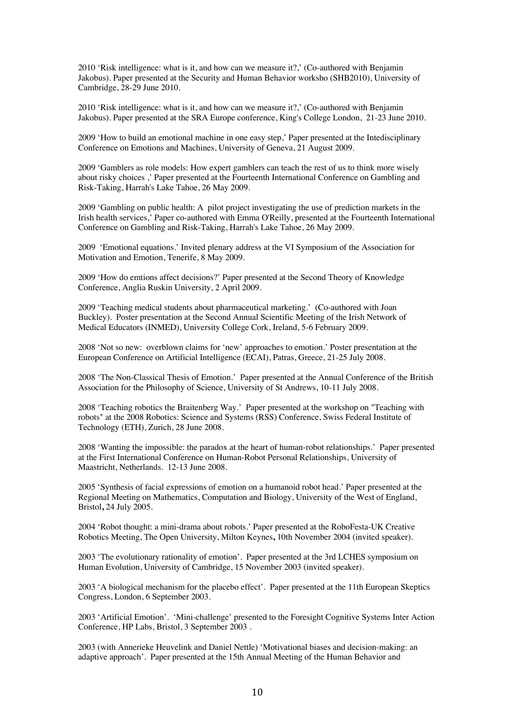2010 'Risk intelligence: what is it, and how can we measure it?,' (Co-authored with Benjamin Jakobus). Paper presented at the Security and Human Behavior worksho (SHB2010), University of Cambridge, 28-29 June 2010.

2010 'Risk intelligence: what is it, and how can we measure it?,' (Co-authored with Benjamin Jakobus). Paper presented at the SRA Europe conference, King's College London, 21-23 June 2010.

2009 'How to build an emotional machine in one easy step,' Paper presented at the Intedisciplinary Conference on Emotions and Machines, University of Geneva, 21 August 2009.

2009 'Gamblers as role models: How expert gamblers can teach the rest of us to think more wisely about risky choices ,' Paper presented at the Fourteenth International Conference on Gambling and Risk-Taking, Harrah's Lake Tahoe, 26 May 2009.

2009 'Gambling on public health: A pilot project investigating the use of prediction markets in the Irish health services,' Paper co-authored with Emma O'Reilly, presented at the Fourteenth International Conference on Gambling and Risk-Taking, Harrah's Lake Tahoe, 26 May 2009.

2009 'Emotional equations.' Invited plenary address at the VI Symposium of the Association for Motivation and Emotion, Tenerife, 8 May 2009.

2009 'How do emtions affect decisions?' Paper presented at the Second Theory of Knowledge Conference, Anglia Ruskin University, 2 April 2009.

2009 'Teaching medical students about pharmaceutical marketing.' (Co-authored with Joan Buckley). Poster presentation at the Second Annual Scientific Meeting of the Irish Network of Medical Educators (INMED), University College Cork, Ireland, 5-6 February 2009.

2008 'Not so new: overblown claims for 'new' approaches to emotion.' Poster presentation at the European Conference on Artificial Intelligence (ECAI), Patras, Greece, 21-25 July 2008.

2008 'The Non-Classical Thesis of Emotion.' Paper presented at the Annual Conference of the British Association for the Philosophy of Science, University of St Andrews, 10-11 July 2008.

2008 'Teaching robotics the Braitenberg Way.' Paper presented at the workshop on "Teaching with robots" at the 2008 Robotics: Science and Systems (RSS) Conference, Swiss Federal Institute of Technology (ETH), Zurich, 28 June 2008.

2008 'Wanting the impossible: the paradox at the heart of human-robot relationships.' Paper presented at the First International Conference on Human-Robot Personal Relationships, University of Maastricht, Netherlands. 12-13 June 2008.

2005 'Synthesis of facial expressions of emotion on a humanoid robot head.' Paper presented at the Regional Meeting on Mathematics, Computation and Biology, University of the West of England, Bristol**,** 24 July 2005.

2004 'Robot thought: a mini-drama about robots.' Paper presented at the RoboFesta-UK Creative Robotics Meeting, The Open University, Milton Keynes**,** 10th November 2004 (invited speaker).

2003 'The evolutionary rationality of emotion'. Paper presented at the 3rd LCHES symposium on Human Evolution, University of Cambridge, 15 November 2003 (invited speaker).

2003 'A biological mechanism for the placebo effect'. Paper presented at the 11th European Skeptics Congress, London, 6 September 2003.

2003 'Artificial Emotion'. 'Mini-challenge' presented to the Foresight Cognitive Systems Inter Action Conference, HP Labs, Bristol, 3 September 2003 .

2003 (with Annerieke Heuvelink and Daniel Nettle) 'Motivational biases and decision-making: an adaptive approach'. Paper presented at the 15th Annual Meeting of the Human Behavior and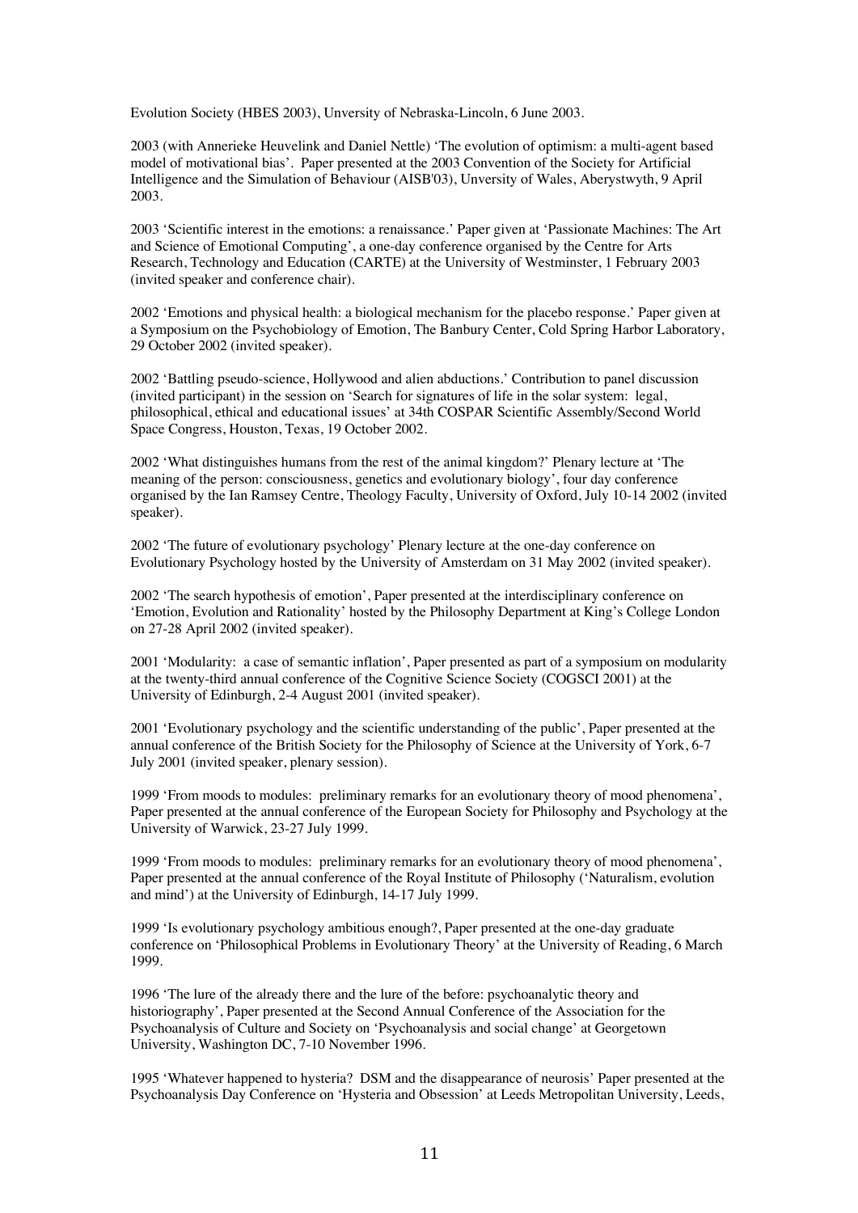Evolution Society (HBES 2003), Unversity of Nebraska-Lincoln, 6 June 2003.

2003 (with Annerieke Heuvelink and Daniel Nettle) 'The evolution of optimism: a multi-agent based model of motivational bias'. Paper presented at the 2003 Convention of the Society for Artificial Intelligence and the Simulation of Behaviour (AISB'03), Unversity of Wales, Aberystwyth, 9 April 2003.

2003 'Scientific interest in the emotions: a renaissance.' Paper given at 'Passionate Machines: The Art and Science of Emotional Computing', a one-day conference organised by the Centre for Arts Research, Technology and Education (CARTE) at the University of Westminster, 1 February 2003 (invited speaker and conference chair).

2002 'Emotions and physical health: a biological mechanism for the placebo response.' Paper given at a Symposium on the Psychobiology of Emotion, The Banbury Center, Cold Spring Harbor Laboratory, 29 October 2002 (invited speaker).

2002 'Battling pseudo-science, Hollywood and alien abductions.' Contribution to panel discussion (invited participant) in the session on 'Search for signatures of life in the solar system: legal, philosophical, ethical and educational issues' at 34th COSPAR Scientific Assembly/Second World Space Congress, Houston, Texas, 19 October 2002.

2002 'What distinguishes humans from the rest of the animal kingdom?' Plenary lecture at 'The meaning of the person: consciousness, genetics and evolutionary biology', four day conference organised by the Ian Ramsey Centre, Theology Faculty, University of Oxford, July 10-14 2002 (invited speaker).

2002 'The future of evolutionary psychology' Plenary lecture at the one-day conference on Evolutionary Psychology hosted by the University of Amsterdam on 31 May 2002 (invited speaker).

2002 'The search hypothesis of emotion', Paper presented at the interdisciplinary conference on 'Emotion, Evolution and Rationality' hosted by the Philosophy Department at King's College London on 27-28 April 2002 (invited speaker).

2001 'Modularity: a case of semantic inflation', Paper presented as part of a symposium on modularity at the twenty-third annual conference of the Cognitive Science Society (COGSCI 2001) at the University of Edinburgh, 2-4 August 2001 (invited speaker).

2001 'Evolutionary psychology and the scientific understanding of the public', Paper presented at the annual conference of the British Society for the Philosophy of Science at the University of York, 6-7 July 2001 (invited speaker, plenary session).

1999 'From moods to modules: preliminary remarks for an evolutionary theory of mood phenomena', Paper presented at the annual conference of the European Society for Philosophy and Psychology at the University of Warwick, 23-27 July 1999.

1999 'From moods to modules: preliminary remarks for an evolutionary theory of mood phenomena', Paper presented at the annual conference of the Royal Institute of Philosophy ('Naturalism, evolution and mind') at the University of Edinburgh, 14-17 July 1999.

1999 'Is evolutionary psychology ambitious enough?, Paper presented at the one-day graduate conference on 'Philosophical Problems in Evolutionary Theory' at the University of Reading, 6 March 1999.

1996 'The lure of the already there and the lure of the before: psychoanalytic theory and historiography', Paper presented at the Second Annual Conference of the Association for the Psychoanalysis of Culture and Society on 'Psychoanalysis and social change' at Georgetown University, Washington DC, 7-10 November 1996.

1995 'Whatever happened to hysteria? DSM and the disappearance of neurosis' Paper presented at the Psychoanalysis Day Conference on 'Hysteria and Obsession' at Leeds Metropolitan University, Leeds,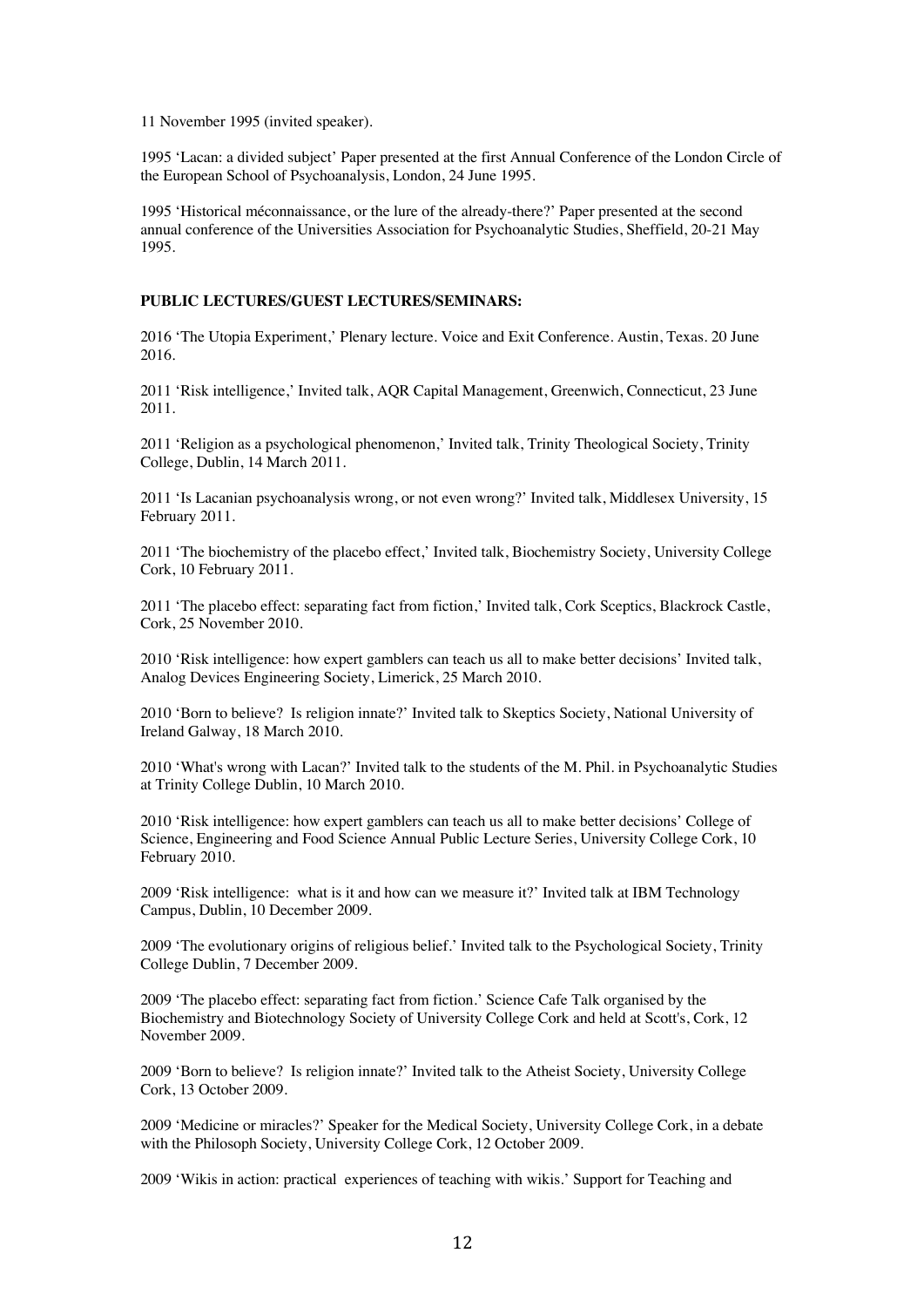11 November 1995 (invited speaker).

1995 'Lacan: a divided subject' Paper presented at the first Annual Conference of the London Circle of the European School of Psychoanalysis, London, 24 June 1995.

1995 'Historical méconnaissance, or the lure of the already-there?' Paper presented at the second annual conference of the Universities Association for Psychoanalytic Studies, Sheffield, 20-21 May 1995.

**PUBLIC LECTURES/GUEST LECTURES/SEMINARS:**

2016 'The Utopia Experiment,' Plenary lecture. Voice and Exit Conference. Austin, Texas. 20 June 2016.

2011 'Risk intelligence,' Invited talk, AQR Capital Management, Greenwich, Connecticut, 23 June 2011.

2011 'Religion as a psychological phenomenon,' Invited talk, Trinity Theological Society, Trinity College, Dublin, 14 March 2011.

2011 'Is Lacanian psychoanalysis wrong, or not even wrong?' Invited talk, Middlesex University, 15 February 2011.

2011 'The biochemistry of the placebo effect,' Invited talk, Biochemistry Society, University College Cork, 10 February 2011.

2011 'The placebo effect: separating fact from fiction,' Invited talk, Cork Sceptics, Blackrock Castle, Cork, 25 November 2010.

2010 'Risk intelligence: how expert gamblers can teach us all to make better decisions' Invited talk, Analog Devices Engineering Society, Limerick, 25 March 2010.

2010 'Born to believe? Is religion innate?' Invited talk to Skeptics Society, National University of Ireland Galway, 18 March 2010.

2010 'What's wrong with Lacan?' Invited talk to the students of the M. Phil. in Psychoanalytic Studies at Trinity College Dublin, 10 March 2010.

2010 'Risk intelligence: how expert gamblers can teach us all to make better decisions' College of Science, Engineering and Food Science Annual Public Lecture Series, University College Cork, 10 February 2010.

2009 'Risk intelligence: what is it and how can we measure it?' Invited talk at IBM Technology Campus, Dublin, 10 December 2009.

2009 'The evolutionary origins of religious belief.' Invited talk to the Psychological Society, Trinity College Dublin, 7 December 2009.

2009 'The placebo effect: separating fact from fiction.' Science Cafe Talk organised by the Biochemistry and Biotechnology Society of University College Cork and held at Scott's, Cork, 12 November 2009.

2009 'Born to believe? Is religion innate?' Invited talk to the Atheist Society, University College Cork, 13 October 2009.

2009 'Medicine or miracles?' Speaker for the Medical Society, University College Cork, in a debate with the Philosoph Society, University College Cork, 12 October 2009.

2009 'Wikis in action: practical experiences of teaching with wikis.' Support for Teaching and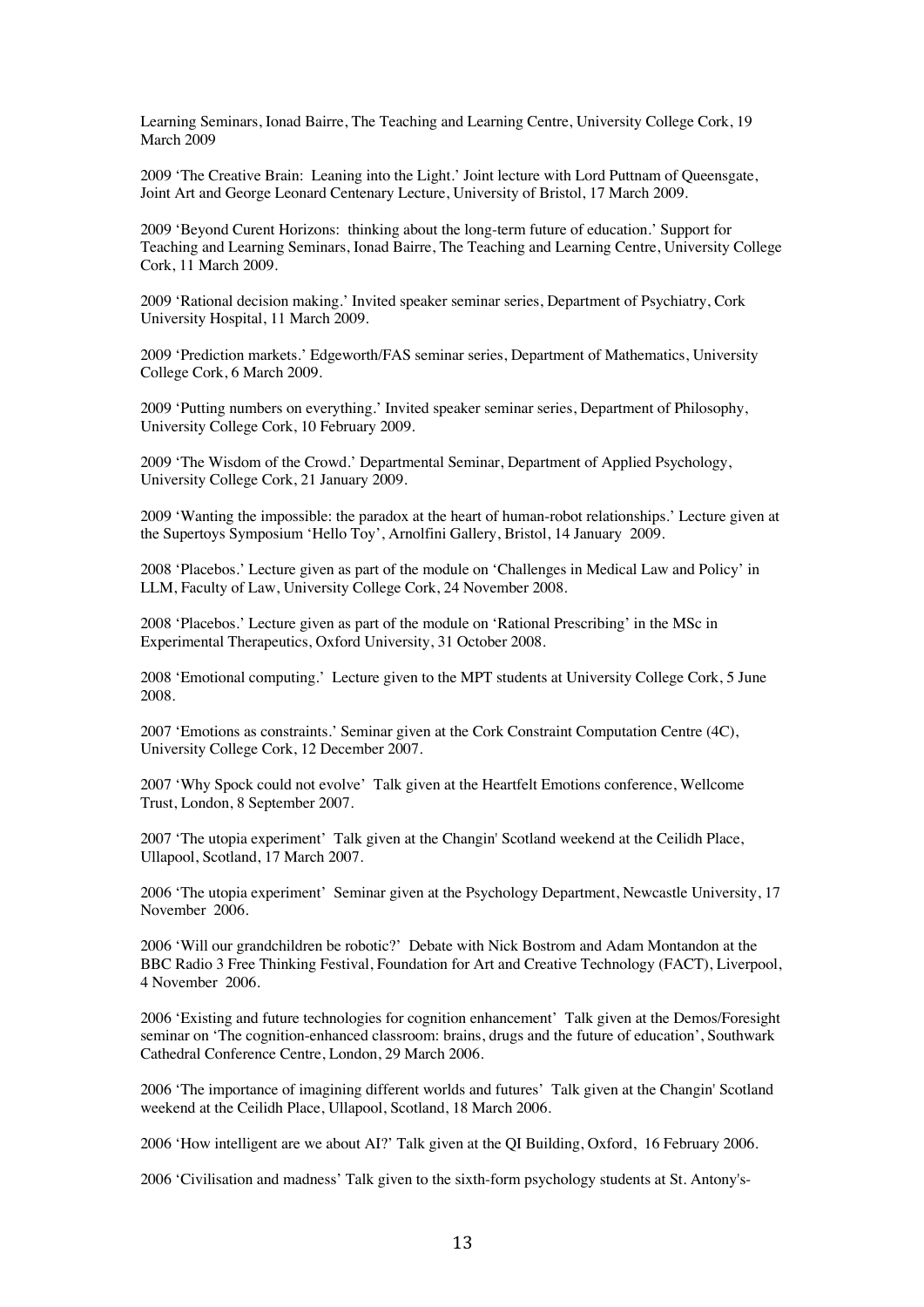Learning Seminars, Ionad Bairre, The Teaching and Learning Centre, University College Cork, 19 March 2009

2009 'The Creative Brain: Leaning into the Light.' Joint lecture with Lord Puttnam of Queensgate, Joint Art and George Leonard Centenary Lecture, University of Bristol, 17 March 2009.

2009 'Beyond Curent Horizons: thinking about the long-term future of education.' Support for Teaching and Learning Seminars, Ionad Bairre, The Teaching and Learning Centre, University College Cork, 11 March 2009.

2009 'Rational decision making.' Invited speaker seminar series, Department of Psychiatry, Cork University Hospital, 11 March 2009.

2009 'Prediction markets.' Edgeworth/FAS seminar series, Department of Mathematics, University College Cork, 6 March 2009.

2009 'Putting numbers on everything.' Invited speaker seminar series, Department of Philosophy, University College Cork, 10 February 2009.

2009 'The Wisdom of the Crowd.' Departmental Seminar, Department of Applied Psychology, University College Cork, 21 January 2009.

2009 'Wanting the impossible: the paradox at the heart of human-robot relationships.' Lecture given at the Supertoys Symposium 'Hello Toy', Arnolfini Gallery, Bristol, 14 January 2009.

2008 'Placebos.' Lecture given as part of the module on 'Challenges in Medical Law and Policy' in LLM, Faculty of Law, University College Cork, 24 November 2008.

2008 'Placebos.' Lecture given as part of the module on 'Rational Prescribing' in the MSc in Experimental Therapeutics, Oxford University, 31 October 2008.

2008 'Emotional computing.' Lecture given to the MPT students at University College Cork, 5 June 2008.

2007 'Emotions as constraints.' Seminar given at the Cork Constraint Computation Centre (4C), University College Cork, 12 December 2007.

2007 'Why Spock could not evolve' Talk given at the Heartfelt Emotions conference, Wellcome Trust, London, 8 September 2007.

2007 'The utopia experiment' Talk given at the Changin' Scotland weekend at the Ceilidh Place, Ullapool, Scotland, 17 March 2007.

2006 'The utopia experiment' Seminar given at the Psychology Department, Newcastle University, 17 November 2006.

2006 'Will our grandchildren be robotic?' Debate with Nick Bostrom and Adam Montandon at the BBC Radio 3 Free Thinking Festival, Foundation for Art and Creative Technology (FACT), Liverpool, 4 November 2006.

2006 'Existing and future technologies for cognition enhancement' Talk given at the Demos/Foresight seminar on 'The cognition-enhanced classroom: brains, drugs and the future of education', Southwark Cathedral Conference Centre, London, 29 March 2006.

2006 'The importance of imagining different worlds and futures' Talk given at the Changin' Scotland weekend at the Ceilidh Place, Ullapool, Scotland, 18 March 2006.

2006 'How intelligent are we about AI?' Talk given at the QI Building, Oxford, 16 February 2006.

2006 'Civilisation and madness' Talk given to the sixth-form psychology students at St. Antony's-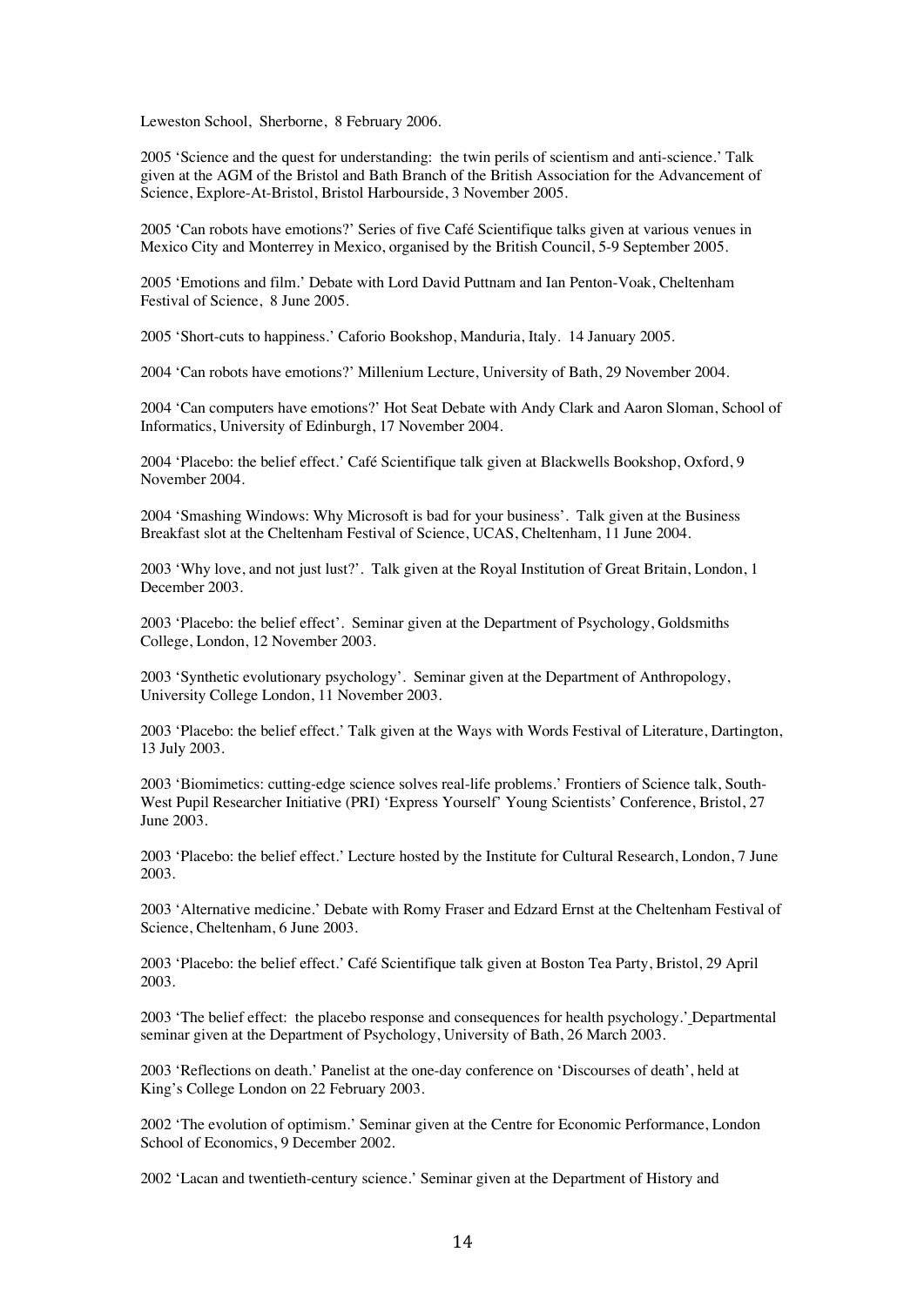Leweston School, Sherborne, 8 February 2006.

2005 'Science and the quest for understanding: the twin perils of scientism and anti-science.' Talk given at the AGM of the Bristol and Bath Branch of the British Association for the Advancement of Science, Explore-At-Bristol, Bristol Harbourside, 3 November 2005.

2005 'Can robots have emotions?' Series of five Café Scientifique talks given at various venues in Mexico City and Monterrey in Mexico, organised by the British Council, 5-9 September 2005.

2005 'Emotions and film.' Debate with Lord David Puttnam and Ian Penton-Voak, Cheltenham Festival of Science, 8 June 2005.

2005 'Short-cuts to happiness.' Caforio Bookshop, Manduria, Italy. 14 January 2005.

2004 'Can robots have emotions?' Millenium Lecture, University of Bath, 29 November 2004.

2004 'Can computers have emotions?' Hot Seat Debate with Andy Clark and Aaron Sloman, School of Informatics, University of Edinburgh, 17 November 2004.

2004 'Placebo: the belief effect.' Café Scientifique talk given at Blackwells Bookshop, Oxford, 9 November 2004.

2004 'Smashing Windows: Why Microsoft is bad for your business'. Talk given at the Business Breakfast slot at the Cheltenham Festival of Science, UCAS, Cheltenham, 11 June 2004.

2003 'Why love, and not just lust?'. Talk given at the Royal Institution of Great Britain, London, 1 December 2003.

2003 'Placebo: the belief effect'. Seminar given at the Department of Psychology, Goldsmiths College, London, 12 November 2003.

2003 'Synthetic evolutionary psychology'. Seminar given at the Department of Anthropology, University College London, 11 November 2003.

2003 'Placebo: the belief effect.' Talk given at the Ways with Words Festival of Literature, Dartington, 13 July 2003.

2003 'Biomimetics: cutting-edge science solves real-life problems.' Frontiers of Science talk, South-West Pupil Researcher Initiative (PRI) 'Express Yourself' Young Scientists' Conference, Bristol, 27 June 2003.

2003 'Placebo: the belief effect.' Lecture hosted by the Institute for Cultural Research, London, 7 June 2003.

2003 'Alternative medicine.' Debate with Romy Fraser and Edzard Ernst at the Cheltenham Festival of Science, Cheltenham, 6 June 2003.

2003 'Placebo: the belief effect.' Café Scientifique talk given at Boston Tea Party, Bristol, 29 April 2003.

2003 'The belief effect: the placebo response and consequences for health psychology.' Departmental seminar given at the Department of Psychology, University of Bath, 26 March 2003.

2003 'Reflections on death.' Panelist at the one-day conference on 'Discourses of death', held at King's College London on 22 February 2003.

2002 'The evolution of optimism.' Seminar given at the Centre for Economic Performance, London School of Economics, 9 December 2002.

2002 'Lacan and twentieth-century science.' Seminar given at the Department of History and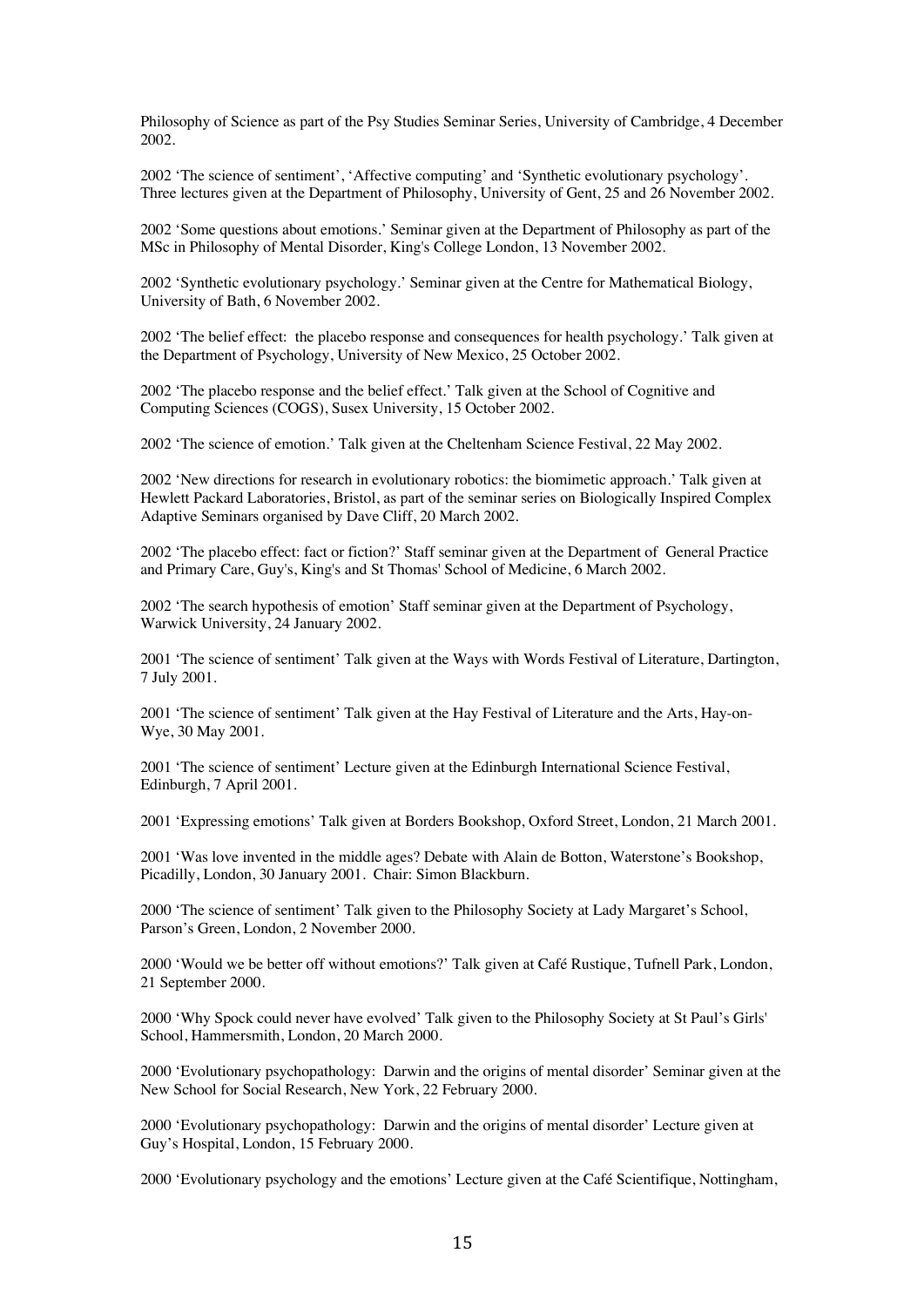Philosophy of Science as part of the Psy Studies Seminar Series, University of Cambridge, 4 December 2002.

2002 'The science of sentiment', 'Affective computing' and 'Synthetic evolutionary psychology'. Three lectures given at the Department of Philosophy, University of Gent, 25 and 26 November 2002.

2002 'Some questions about emotions.' Seminar given at the Department of Philosophy as part of the MSc in Philosophy of Mental Disorder, King's College London, 13 November 2002.

2002 'Synthetic evolutionary psychology.' Seminar given at the Centre for Mathematical Biology, University of Bath, 6 November 2002.

2002 'The belief effect: the placebo response and consequences for health psychology.' Talk given at the Department of Psychology, University of New Mexico, 25 October 2002.

2002 'The placebo response and the belief effect.' Talk given at the School of Cognitive and Computing Sciences (COGS), Susex University, 15 October 2002.

2002 'The science of emotion.' Talk given at the Cheltenham Science Festival, 22 May 2002.

2002 'New directions for research in evolutionary robotics: the biomimetic approach.' Talk given at Hewlett Packard Laboratories, Bristol, as part of the seminar series on Biologically Inspired Complex Adaptive Seminars organised by Dave Cliff, 20 March 2002.

2002 'The placebo effect: fact or fiction?' Staff seminar given at the Department of General Practice and Primary Care, Guy's, King's and St Thomas' School of Medicine, 6 March 2002.

2002 'The search hypothesis of emotion' Staff seminar given at the Department of Psychology, Warwick University, 24 January 2002.

2001 'The science of sentiment' Talk given at the Ways with Words Festival of Literature, Dartington, 7 July 2001.

2001 'The science of sentiment' Talk given at the Hay Festival of Literature and the Arts, Hay-on-Wye, 30 May 2001.

2001 'The science of sentiment' Lecture given at the Edinburgh International Science Festival, Edinburgh, 7 April 2001.

2001 'Expressing emotions' Talk given at Borders Bookshop, Oxford Street, London, 21 March 2001.

2001 'Was love invented in the middle ages? Debate with Alain de Botton, Waterstone's Bookshop, Picadilly, London, 30 January 2001. Chair: Simon Blackburn.

2000 'The science of sentiment' Talk given to the Philosophy Society at Lady Margaret's School, Parson's Green, London, 2 November 2000.

2000 'Would we be better off without emotions?' Talk given at Café Rustique, Tufnell Park, London, 21 September 2000.

2000 'Why Spock could never have evolved' Talk given to the Philosophy Society at St Paul's Girls' School, Hammersmith, London, 20 March 2000.

2000 'Evolutionary psychopathology: Darwin and the origins of mental disorder' Seminar given at the New School for Social Research, New York, 22 February 2000.

2000 'Evolutionary psychopathology: Darwin and the origins of mental disorder' Lecture given at Guy's Hospital, London, 15 February 2000.

2000 'Evolutionary psychology and the emotions' Lecture given at the Café Scientifique, Nottingham,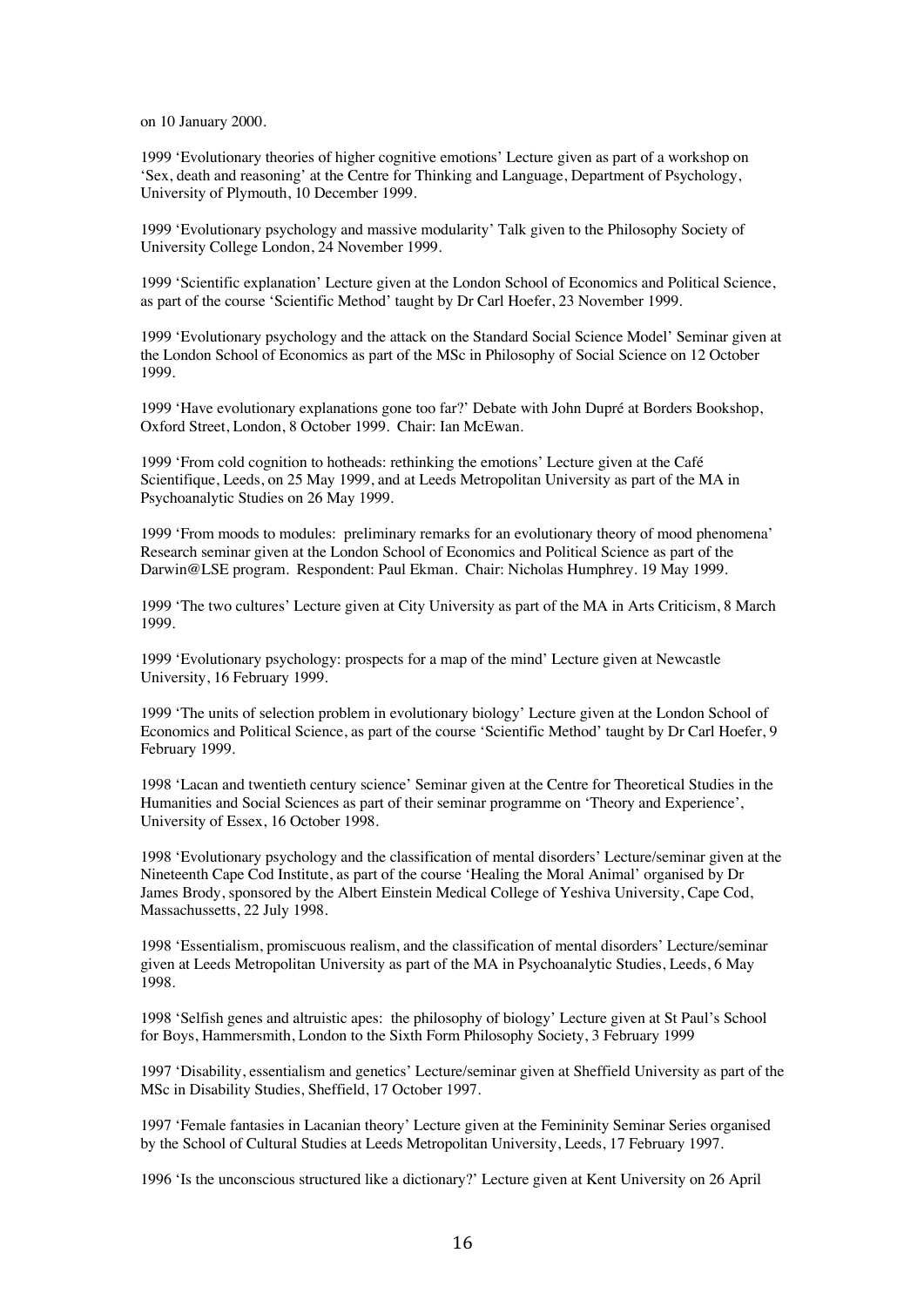on 10 January 2000.

1999 'Evolutionary theories of higher cognitive emotions' Lecture given as part of a workshop on 'Sex, death and reasoning' at the Centre for Thinking and Language, Department of Psychology, University of Plymouth, 10 December 1999.

1999 'Evolutionary psychology and massive modularity' Talk given to the Philosophy Society of University College London, 24 November 1999.

1999 'Scientific explanation' Lecture given at the London School of Economics and Political Science, as part of the course 'Scientific Method' taught by Dr Carl Hoefer, 23 November 1999.

1999 'Evolutionary psychology and the attack on the Standard Social Science Model' Seminar given at the London School of Economics as part of the MSc in Philosophy of Social Science on 12 October 1999.

1999 'Have evolutionary explanations gone too far?' Debate with John Dupré at Borders Bookshop, Oxford Street, London, 8 October 1999. Chair: Ian McEwan.

1999 'From cold cognition to hotheads: rethinking the emotions' Lecture given at the Café Scientifique, Leeds, on 25 May 1999, and at Leeds Metropolitan University as part of the MA in Psychoanalytic Studies on 26 May 1999.

1999 'From moods to modules: preliminary remarks for an evolutionary theory of mood phenomena' Research seminar given at the London School of Economics and Political Science as part of the Darwin@LSE program. Respondent: Paul Ekman. Chair: Nicholas Humphrey. 19 May 1999.

1999 'The two cultures' Lecture given at City University as part of the MA in Arts Criticism, 8 March 1999.

1999 'Evolutionary psychology: prospects for a map of the mind' Lecture given at Newcastle University, 16 February 1999.

1999 'The units of selection problem in evolutionary biology' Lecture given at the London School of Economics and Political Science, as part of the course 'Scientific Method' taught by Dr Carl Hoefer, 9 February 1999.

1998 'Lacan and twentieth century science' Seminar given at the Centre for Theoretical Studies in the Humanities and Social Sciences as part of their seminar programme on 'Theory and Experience', University of Essex, 16 October 1998.

1998 'Evolutionary psychology and the classification of mental disorders' Lecture/seminar given at the Nineteenth Cape Cod Institute, as part of the course 'Healing the Moral Animal' organised by Dr James Brody, sponsored by the Albert Einstein Medical College of Yeshiva University, Cape Cod, Massachussetts, 22 July 1998.

1998 'Essentialism, promiscuous realism, and the classification of mental disorders' Lecture/seminar given at Leeds Metropolitan University as part of the MA in Psychoanalytic Studies, Leeds, 6 May 1998.

1998 'Selfish genes and altruistic apes: the philosophy of biology' Lecture given at St Paul's School for Boys, Hammersmith, London to the Sixth Form Philosophy Society, 3 February 1999

1997 'Disability, essentialism and genetics' Lecture/seminar given at Sheffield University as part of the MSc in Disability Studies, Sheffield, 17 October 1997.

1997 'Female fantasies in Lacanian theory' Lecture given at the Femininity Seminar Series organised by the School of Cultural Studies at Leeds Metropolitan University, Leeds, 17 February 1997.

1996 'Is the unconscious structured like a dictionary?' Lecture given at Kent University on 26 April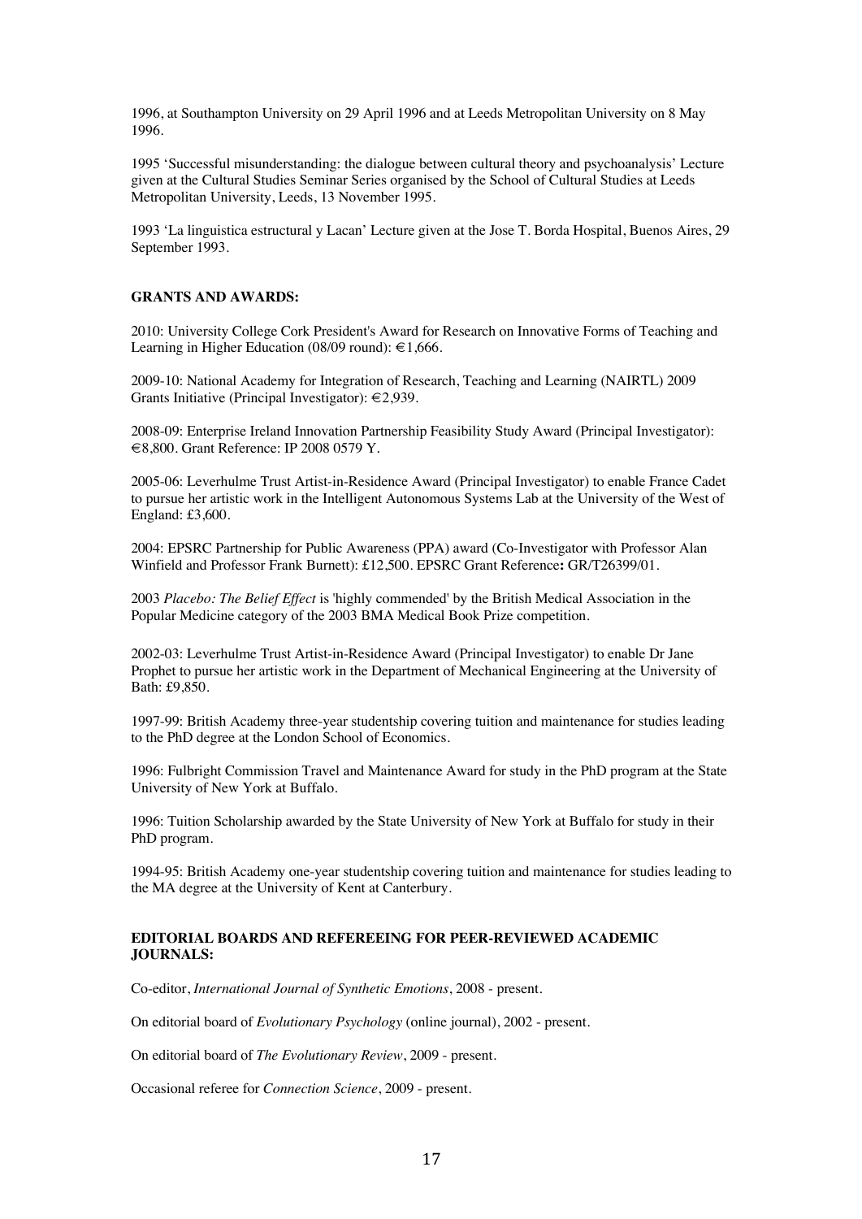1996, at Southampton University on 29 April 1996 and at Leeds Metropolitan University on 8 May 1996.

1995 'Successful misunderstanding: the dialogue between cultural theory and psychoanalysis' Lecture given at the Cultural Studies Seminar Series organised by the School of Cultural Studies at Leeds Metropolitan University, Leeds, 13 November 1995.

1993 'La linguistica estructural y Lacan' Lecture given at the Jose T. Borda Hospital, Buenos Aires, 29 September 1993.

**GRANTS AND AWARDS:**

2010: University College Cork President's Award for Research on Innovative Forms of Teaching and Learning in Higher Education (08/09 round): €1,666.

2009-10: National Academy for Integration of Research, Teaching and Learning (NAIRTL) 2009 Grants Initiative (Principal Investigator): €2,939.

2008-09: Enterprise Ireland Innovation Partnership Feasibility Study Award (Principal Investigator): €8,800. Grant Reference: IP 2008 0579 Y.

2005-06: Leverhulme Trust Artist-in-Residence Award (Principal Investigator) to enable France Cadet to pursue her artistic work in the Intelligent Autonomous Systems Lab at the University of the West of England: £3,600.

2004: EPSRC Partnership for Public Awareness (PPA) award (Co-Investigator with Professor Alan Winfield and Professor Frank Burnett): £12,500. EPSRC Grant Reference**:** GR/T26399/01.

2003 *Placebo: The Belief Effect* is 'highly commended' by the British Medical Association in the Popular Medicine category of the 2003 BMA Medical Book Prize competition.

2002-03: Leverhulme Trust Artist-in-Residence Award (Principal Investigator) to enable Dr Jane Prophet to pursue her artistic work in the Department of Mechanical Engineering at the University of Bath: £9,850.

1997-99: British Academy three-year studentship covering tuition and maintenance for studies leading to the PhD degree at the London School of Economics.

1996: Fulbright Commission Travel and Maintenance Award for study in the PhD program at the State University of New York at Buffalo.

1996: Tuition Scholarship awarded by the State University of New York at Buffalo for study in their PhD program.

1994-95: British Academy one-year studentship covering tuition and maintenance for studies leading to the MA degree at the University of Kent at Canterbury.

**EDITORIAL BOARDS AND REFEREEING FOR PEER-REVIEWED ACADEMIC JOURNALS:**

Co-editor, *International Journal of Synthetic Emotions*, 2008 - present.

On editorial board of *Evolutionary Psychology* (online journal), 2002 - present.

On editorial board of *The Evolutionary Review*, 2009 - present.

Occasional referee for *Connection Science*, 2009 - present.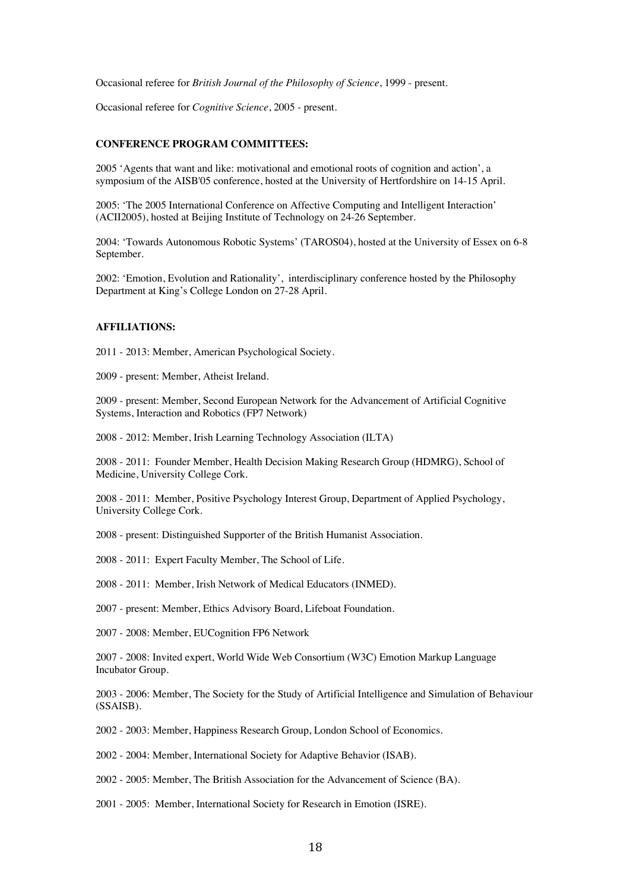Occasional referee for *British Journal of the Philosophy of Science*, 1999 - present.

Occasional referee for *Cognitive Science*, 2005 - present.

**CONFERENCE PROGRAM COMMITTEES:**

2005 'Agents that want and like: motivational and emotional roots of cognition and action', a symposium of the AISB'05 conference, hosted at the University of Hertfordshire on 14-15 April.

2005: 'The 2005 International Conference on Affective Computing and Intelligent Interaction' (ACII2005), hosted at Beijing Institute of Technology on 24-26 September.

2004: 'Towards Autonomous Robotic Systems' (TAROS04), hosted at the University of Essex on 6-8 September.

2002: 'Emotion, Evolution and Rationality', interdisciplinary conference hosted by the Philosophy Department at King's College London on 27-28 April.

**AFFILIATIONS:**

2011 - 2013: Member, American Psychological Society.

2009 - present: Member, Atheist Ireland.

2009 - present: Member, Second European Network for the Advancement of Artificial Cognitive Systems, Interaction and Robotics (FP7 Network)

2008 - 2012: Member, Irish Learning Technology Association (ILTA)

2008 - 2011: Founder Member, Health Decision Making Research Group (HDMRG), School of Medicine, University College Cork.

2008 - 2011: Member, Positive Psychology Interest Group, Department of Applied Psychology, University College Cork.

2008 - present: Distinguished Supporter of the British Humanist Association.

2008 - 2011: Expert Faculty Member, The School of Life.

2008 - 2011: Member, Irish Network of Medical Educators (INMED).

2007 - present: Member, Ethics Advisory Board, Lifeboat Foundation.

2007 - 2008: Member, EUCognition FP6 Network

2007 - 2008: Invited expert, World Wide Web Consortium (W3C) Emotion Markup Language Incubator Group.

2003 - 2006: Member, The Society for the Study of Artificial Intelligence and Simulation of Behaviour (SSAISB).

2002 - 2003: Member, Happiness Research Group, London School of Economics.

2002 - 2004: Member, International Society for Adaptive Behavior (ISAB).

2002 - 2005: Member, The British Association for the Advancement of Science (BA).

2001 - 2005: Member, International Society for Research in Emotion (ISRE).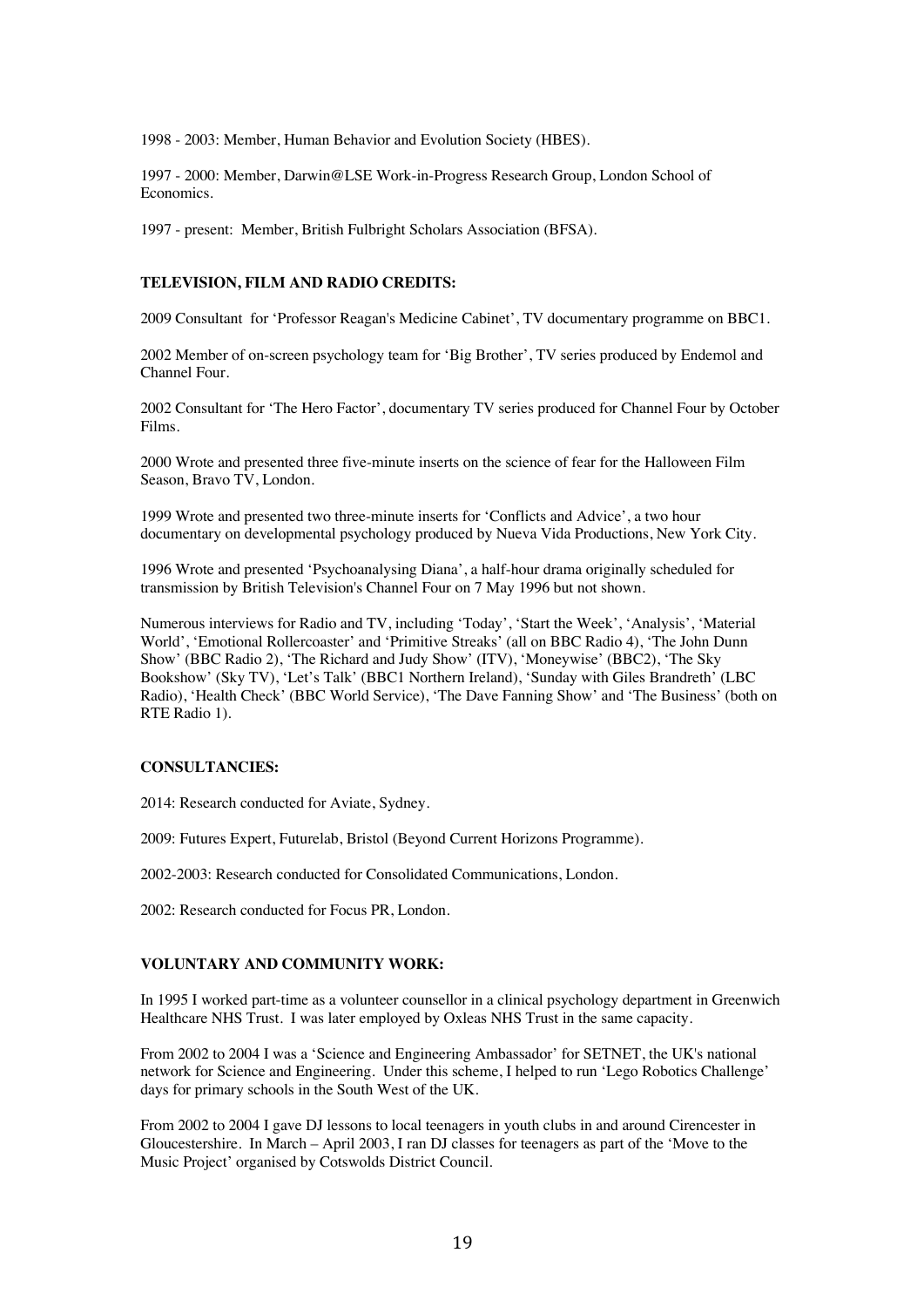1998 - 2003: Member, Human Behavior and Evolution Society (HBES).

1997 - 2000: Member, Darwin@LSE Work-in-Progress Research Group, London School of Economics.

1997 - present: Member, British Fulbright Scholars Association (BFSA).

**TELEVISION, FILM AND RADIO CREDITS:**

2009 Consultant for 'Professor Reagan's Medicine Cabinet', TV documentary programme on BBC1.

2002 Member of on-screen psychology team for 'Big Brother', TV series produced by Endemol and Channel Four.

2002 Consultant for 'The Hero Factor', documentary TV series produced for Channel Four by October Films.

2000 Wrote and presented three five-minute inserts on the science of fear for the Halloween Film Season, Bravo TV, London.

1999 Wrote and presented two three-minute inserts for 'Conflicts and Advice', a two hour documentary on developmental psychology produced by Nueva Vida Productions, New York City.

1996 Wrote and presented 'Psychoanalysing Diana', a half-hour drama originally scheduled for transmission by British Television's Channel Four on 7 May 1996 but not shown.

Numerous interviews for Radio and TV, including 'Today', 'Start the Week', 'Analysis', 'Material World', 'Emotional Rollercoaster' and 'Primitive Streaks' (all on BBC Radio 4), 'The John Dunn Show' (BBC Radio 2), 'The Richard and Judy Show' (ITV), 'Moneywise' (BBC2), 'The Sky Bookshow' (Sky TV), 'Let's Talk' (BBC1 Northern Ireland), 'Sunday with Giles Brandreth' (LBC Radio), 'Health Check' (BBC World Service), 'The Dave Fanning Show' and 'The Business' (both on RTE Radio 1).

**CONSULTANCIES:**

2014: Research conducted for Aviate, Sydney.

2009: Futures Expert, Futurelab, Bristol (Beyond Current Horizons Programme).

2002-2003: Research conducted for Consolidated Communications, London.

2002: Research conducted for Focus PR, London.

**VOLUNTARY AND COMMUNITY WORK:**

In 1995 I worked part-time as a volunteer counsellor in a clinical psychology department in Greenwich Healthcare NHS Trust. I was later employed by Oxleas NHS Trust in the same capacity.

From 2002 to 2004 I was a 'Science and Engineering Ambassador' for SETNET, the UK's national network for Science and Engineering. Under this scheme, I helped to run 'Lego Robotics Challenge' days for primary schools in the South West of the UK.

From 2002 to 2004 I gave DJ lessons to local teenagers in youth clubs in and around Cirencester in Gloucestershire. In March – April 2003, I ran DJ classes for teenagers as part of the 'Move to the Music Project' organised by Cotswolds District Council.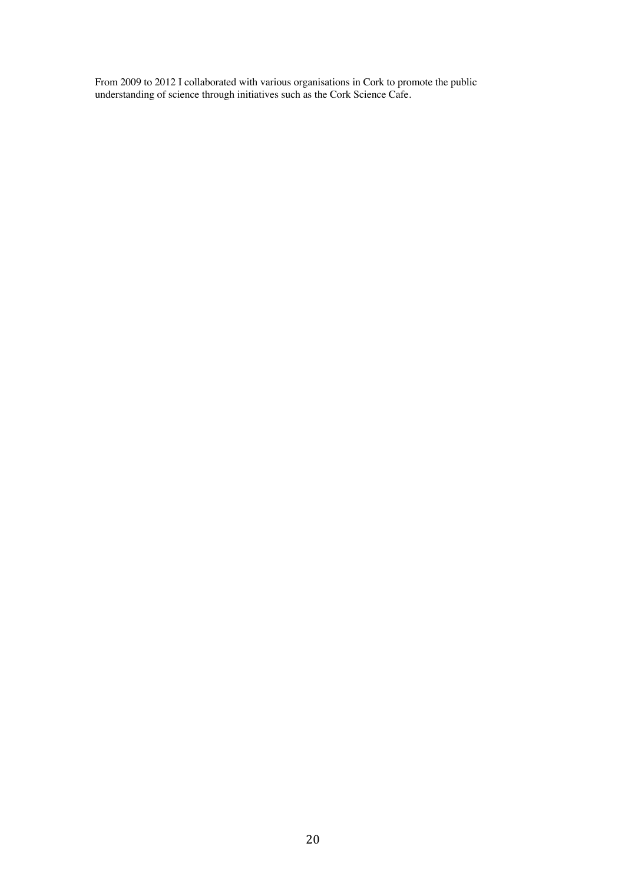From 2009 to 2012 I collaborated with various organisations in Cork to promote the public understanding of science through initiatives such as the Cork Science Cafe.